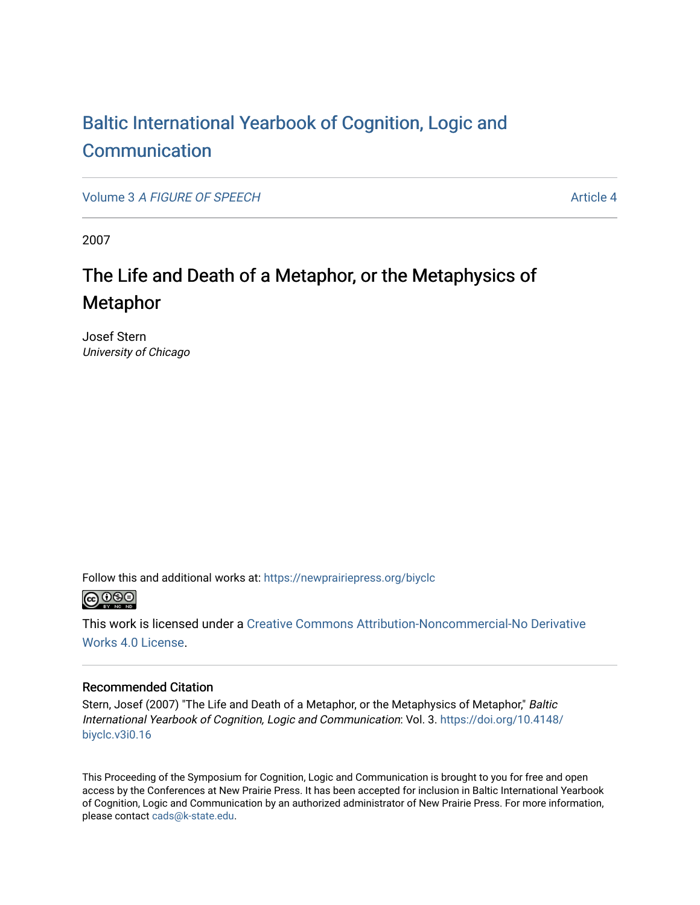# Baltic International Yearbook of Cognition, Logic and Communication

Volume 3 *A FIGURE OF SPEECH* Article 4

2007

## The Life and Death of a Metaphor, or the Metaphysics of Metaphor

Josef Stern
*University of Chicago*

Follow this and additional works at: https://newprairiepress.org/biyclc

This work is licensed under a Creative Commons Attribution-Noncommercial-No Derivative Works 4.0 License.

### Recommended Citation

Stern, Josef (2007) "The Life and Death of a Metaphor, or the Metaphysics of Metaphor," *Baltic International Yearbook of Cognition, Logic and Communication*: Vol. 3. https://doi.org/10.4148/biyclc.v3i0.16

This Proceeding of the Symposium for Cognition, Logic and Communication is brought to you for free and open access by the Conferences at New Prairie Press. It has been accepted for inclusion in Baltic International Yearbook of Cognition, Logic and Communication by an authorized administrator of New Prairie Press. For more information, please contact cads@k-state.edu.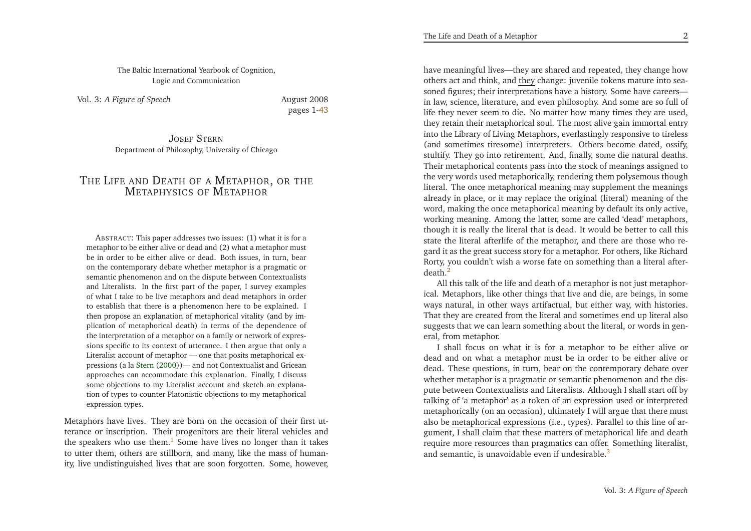The Baltic International Yearbook of Cognition, Logic and Communication

Vol. 3: *A Figure of Speech*

August 2008
pages 1-43

JOSEF STERN
Department of Philosophy, University of Chicago

# THE LIFE AND DEATH OF A METAPHOR, OR THE METAPHYSICS OF METAPHOR

ABSTRACT: This paper addresses two issues: (1) what it is for a metaphor to be either alive or dead and (2) what a metaphor must be in order to be either alive or dead. Both issues, in turn, bear on the contemporary debate whether metaphor is a pragmatic or semantic phenomenon and on the dispute between Contextualists and Literalists. In the first part of the paper, I survey examples of what I take to be live metaphors and dead metaphors in order to establish that there is a phenomenon here to be explained. I then propose an explanation of metaphorical vitality (and by implication of metaphorical death) in terms of the dependence of the interpretation of a metaphor on a family or network of expressions specific to its context of utterance. I then argue that only a Literalist account of metaphor — one that posits metaphorical expressions (a la Stern (2000))— and not Contextualist and Gricean approaches can accommodate this explanation. Finally, I discuss some objections to my Literalist account and sketch an explanation of types to counter Platonistic objections to my metaphorical expression types.

Metaphors have lives. They are born on the occasion of their first utterance or inscription. Their progenitors are their literal vehicles and the speakers who use them.[1] Some have lives no longer than it takes to utter them, others are stillborn, and many, like the mass of humanity, live undistinguished lives that are soon forgotten. Some, however, have meaningful lives—they are shared and repeated, they change how others act and think, and they change: juvenile tokens mature into seasoned figures; their interpretations have a history. Some have careers—in law, science, literature, and even philosophy. And some are so full of life they never seem to die. No matter how many times they are used, they retain their metaphorical soul. The most alive gain immortal entry into the Library of Living Metaphors, everlastingly responsive to tireless (and sometimes tiresome) interpreters. Others become dated, ossify, stultify. They go into retirement. And, finally, some die natural deaths. Their metaphorical contents pass into the stock of meanings assigned to the very words used metaphorically, rendering them polysemous though literal. The once metaphorical meaning may supplement the meanings already in place, or it may replace the original (literal) meaning of the word, making the once metaphorical meaning by default its only active, working meaning. Among the latter, some are called 'dead' metaphors, though it is really the literal that is dead. It would be better to call this state the literal afterlife of the metaphor, and there are those who regard it as the great success story for a metaphor. For others, like Richard Rorty, you couldn't wish a worse fate on something than a literal afterdeath.[2]

All this talk of the life and death of a metaphor is not just metaphorical. Metaphors, like other things that live and die, are beings, in some ways natural, in other ways artifactual, but either way, with histories. That they are created from the literal and sometimes end up literal also suggests that we can learn something about the literal, or words in general, from metaphor.

I shall focus on what it is for a metaphor to be either alive or dead and on what a metaphor must be in order to be either alive or dead. These questions, in turn, bear on the contemporary debate over whether metaphor is a pragmatic or semantic phenomenon and the dispute between Contextualists and Literalists. Although I shall start off by talking of 'a metaphor' as a token of an expression used or interpreted metaphorically (on an occasion), ultimately I will argue that there must also be metaphorical expressions (i.e., types). Parallel to this line of argument, I shall claim that these matters of metaphorical life and death require more resources than pragmatics can offer. Something literalist, and semantic, is unavoidable even if undesirable.[3]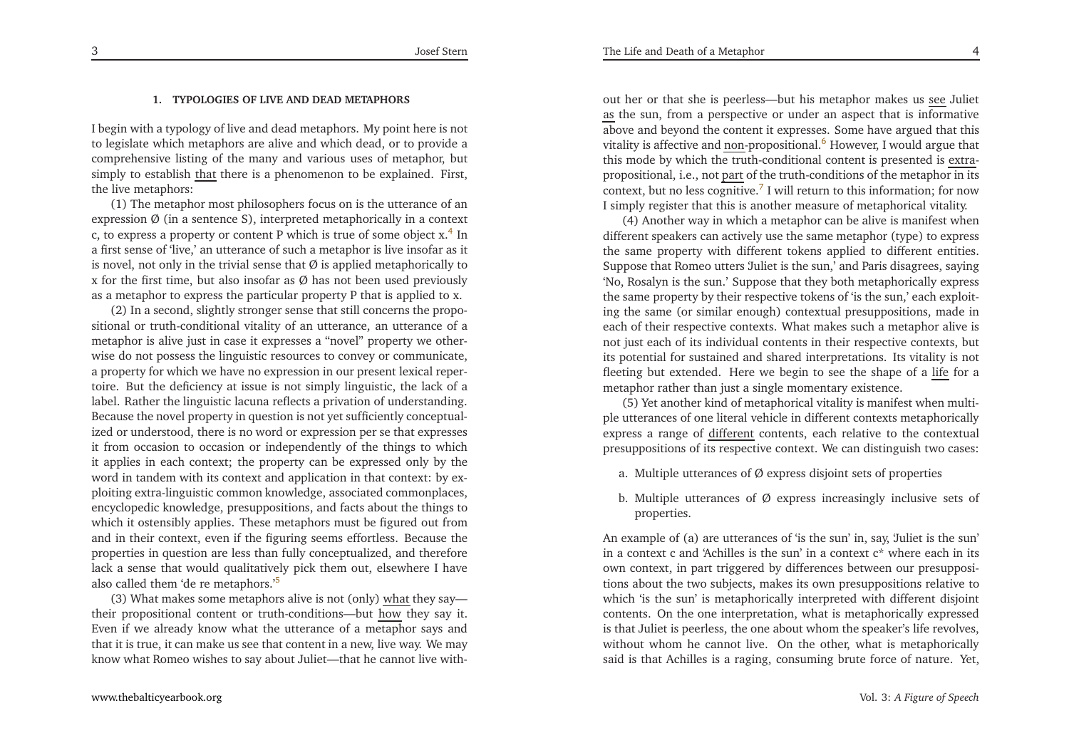## 1. TYPOLOGIES OF LIVE AND DEAD METAPHORS

I begin with a typology of live and dead metaphors. My point here is not to legislate which metaphors are alive and which dead, or to provide a comprehensive listing of the many and various uses of metaphor, but simply to establish that there is a phenomenon to be explained. First, the live metaphors:

(1) The metaphor most philosophers focus on is the utterance of an expression Ø (in a sentence S), interpreted metaphorically in a context c, to express a property or content P which is true of some object x.[4] In a first sense of 'live,' an utterance of such a metaphor is live insofar as it is novel, not only in the trivial sense that Ø is applied metaphorically to x for the first time, but also insofar as Ø has not been used previously as a metaphor to express the particular property P that is applied to x.

(2) In a second, slightly stronger sense that still concerns the propositional or truth-conditional vitality of an utterance, an utterance of a metaphor is alive just in case it expresses a "novel" property we otherwise do not possess the linguistic resources to convey or communicate, a property for which we have no expression in our present lexical repertoire. But the deficiency at issue is not simply linguistic, the lack of a label. Rather the linguistic lacuna reflects a privation of understanding. Because the novel property in question is not yet sufficiently conceptualized or understood, there is no word or expression per se that expresses it from occasion to occasion or independently of the things to which it applies in each context; the property can be expressed only by the word in tandem with its context and application in that context: by exploiting extra-linguistic common knowledge, associated commonplaces, encyclopedic knowledge, presuppositions, and facts about the things to which it ostensibly applies. These metaphors must be figured out from and in their context, even if the figuring seems effortless. Because the properties in question are less than fully conceptualized, and therefore lack a sense that would qualitatively pick them out, elsewhere I have also called them 'de re metaphors.'[5]

(3) What makes some metaphors alive is not (only) what they say—their propositional content or truth-conditions—but how they say it. Even if we already know what the utterance of a metaphor says and that it is true, it can make us see that content in a new, live way. We may know what Romeo wishes to say about Juliet—that he cannot live without her or that she is peerless—but his metaphor makes us see Juliet as the sun, from a perspective or under an aspect that is informative above and beyond the content it expresses. Some have argued that this vitality is affective and non-propositional.[6] However, I would argue that this mode by which the truth-conditional content is presented is extra-propositional, i.e., not part of the truth-conditions of the metaphor in its context, but no less cognitive.[7] I will return to this information; for now I simply register that this is another measure of metaphorical vitality.

(4) Another way in which a metaphor can be alive is manifest when different speakers can actively use the same metaphor (type) to express the same property with different tokens applied to different entities. Suppose that Romeo utters 'Juliet is the sun,' and Paris disagrees, saying 'No, Rosalyn is the sun.' Suppose that they both metaphorically express the same property by their respective tokens of 'is the sun,' each exploiting the same (or similar enough) contextual presuppositions, made in each of their respective contexts. What makes such a metaphor alive is not just each of its individual contents in their respective contexts, but its potential for sustained and shared interpretations. Its vitality is not fleeting but extended. Here we begin to see the shape of a life for a metaphor rather than just a single momentary existence.

(5) Yet another kind of metaphorical vitality is manifest when multiple utterances of one literal vehicle in different contexts metaphorically express a range of different contents, each relative to the contextual presuppositions of its respective context. We can distinguish two cases:

a. Multiple utterances of Ø express disjoint sets of properties

b. Multiple utterances of Ø express increasingly inclusive sets of properties.

An example of (a) are utterances of 'is the sun' in, say, 'Juliet is the sun' in a context c and 'Achilles is the sun' in a context c* where each in its own context, in part triggered by differences between our presuppositions about the two subjects, makes its own presuppositions relative to which 'is the sun' is metaphorically interpreted with different disjoint contents. On the one interpretation, what is metaphorically expressed is that Juliet is peerless, the one about whom the speaker's life revolves, without whom he cannot live. On the other, what is metaphorically said is that Achilles is a raging, consuming brute force of nature. Yet,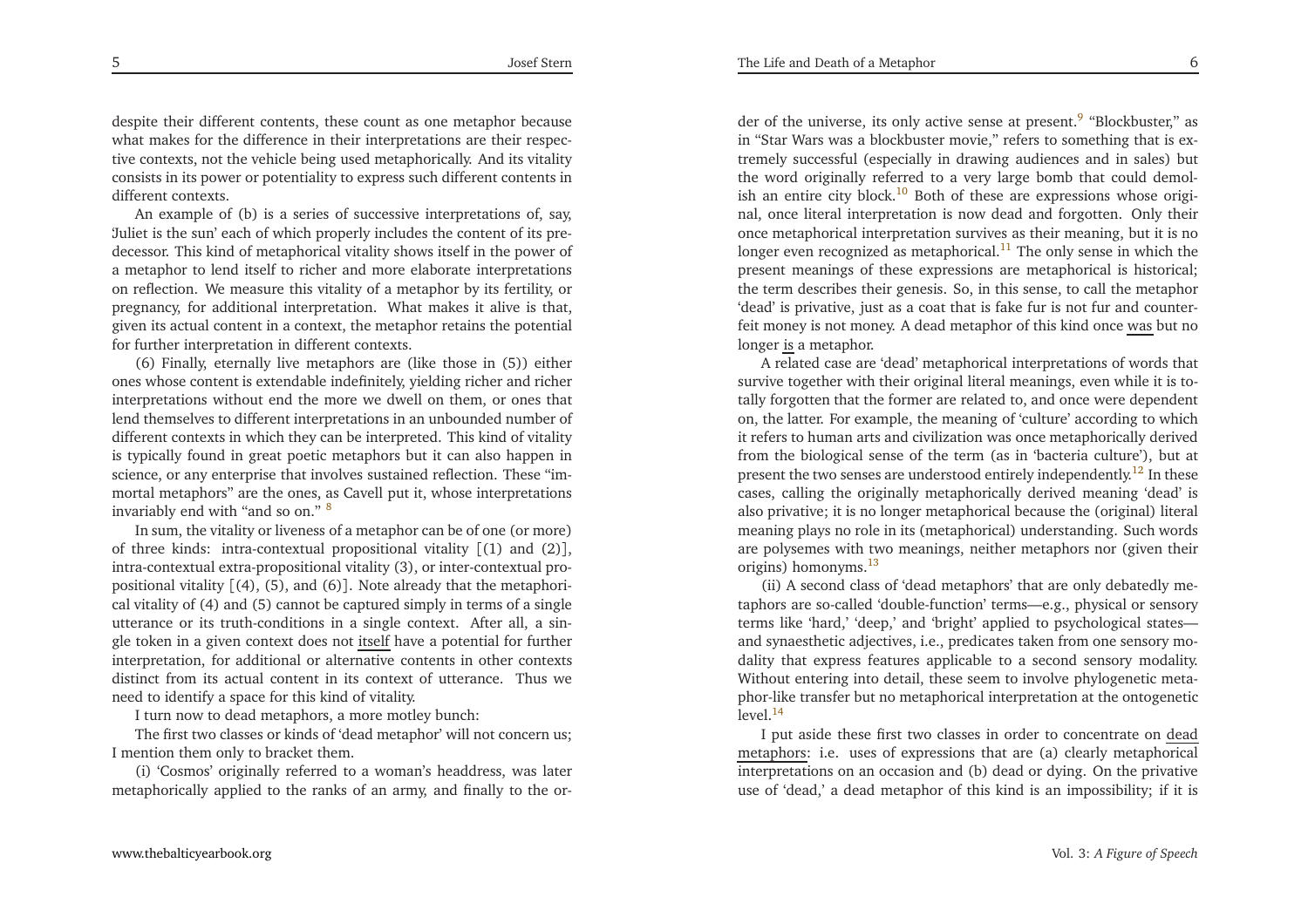despite their different contents, these count as one metaphor because what makes for the difference in their interpretations are their respective contexts, not the vehicle being used metaphorically. And its vitality consists in its power or potentiality to express such different contents in different contexts.

An example of (b) is a series of successive interpretations of, say, 'Juliet is the sun' each of which properly includes the content of its predecessor. This kind of metaphorical vitality shows itself in the power of a metaphor to lend itself to richer and more elaborate interpretations on reflection. We measure this vitality of a metaphor by its fertility, or pregnancy, for additional interpretation. What makes it alive is that, given its actual content in a context, the metaphor retains the potential for further interpretation in different contexts.

(6) Finally, eternally live metaphors are (like those in (5)) either ones whose content is extendable indefinitely, yielding richer and richer interpretations without end the more we dwell on them, or ones that lend themselves to different interpretations in an unbounded number of different contexts in which they can be interpreted. This kind of vitality is typically found in great poetic metaphors but it can also happen in science, or any enterprise that involves sustained reflection. These "immortal metaphors" are the ones, as Cavell put it, whose interpretations invariably end with "and so on." [8]

In sum, the vitality or liveness of a metaphor can be of one (or more) of three kinds: intra-contextual propositional vitality [(1) and (2)], intra-contextual extra-propositional vitality (3), or inter-contextual propositional vitality [(4), (5), and (6)]. Note already that the metaphorical vitality of (4) and (5) cannot be captured simply in terms of a single utterance or its truth-conditions in a single context. After all, a single token in a given context does not itself have a potential for further interpretation, for additional or alternative contents in other contexts distinct from its actual content in its context of utterance. Thus we need to identify a space for this kind of vitality.

I turn now to dead metaphors, a more motley bunch:

The first two classes or kinds of 'dead metaphor' will not concern us; I mention them only to bracket them.

(i) 'Cosmos' originally referred to a woman's headdress, was later metaphorically applied to the ranks of an army, and finally to the order of the universe, its only active sense at present.[9] "Blockbuster," as in "Star Wars was a blockbuster movie," refers to something that is extremely successful (especially in drawing audiences and in sales) but the word originally referred to a very large bomb that could demolish an entire city block.[10] Both of these are expressions whose original, once literal interpretation is now dead and forgotten. Only their once metaphorical interpretation survives as their meaning, but it is no longer even recognized as metaphorical.[11] The only sense in which the present meanings of these expressions are metaphorical is historical; the term describes their genesis. So, in this sense, to call the metaphor 'dead' is privative, just as a coat that is fake fur is not fur and counterfeit money is not money. A dead metaphor of this kind once was but no longer is a metaphor.

A related case are 'dead' metaphorical interpretations of words that survive together with their original literal meanings, even while it is totally forgotten that the former are related to, and once were dependent on, the latter. For example, the meaning of 'culture' according to which it refers to human arts and civilization was once metaphorically derived from the biological sense of the term (as in 'bacteria culture'), but at present the two senses are understood entirely independently.[12] In these cases, calling the originally metaphorically derived meaning 'dead' is also privative; it is no longer metaphorical because the (original) literal meaning plays no role in its (metaphorical) understanding. Such words are polysemes with two meanings, neither metaphors nor (given their origins) homonyms.[13]

(ii) A second class of 'dead metaphors' that are only debatedly metaphors are so-called 'double-function' terms—e.g., physical or sensory terms like 'hard,' 'deep,' and 'bright' applied to psychological states—and synaesthetic adjectives, i.e., predicates taken from one sensory modality that express features applicable to a second sensory modality. Without entering into detail, these seem to involve phylogenetic metaphor-like transfer but no metaphorical interpretation at the ontogenetic level.[14]

I put aside these first two classes in order to concentrate on dead metaphors: i.e. uses of expressions that are (a) clearly metaphorical interpretations on an occasion and (b) dead or dying. On the privative use of 'dead,' a dead metaphor of this kind is an impossibility; if it is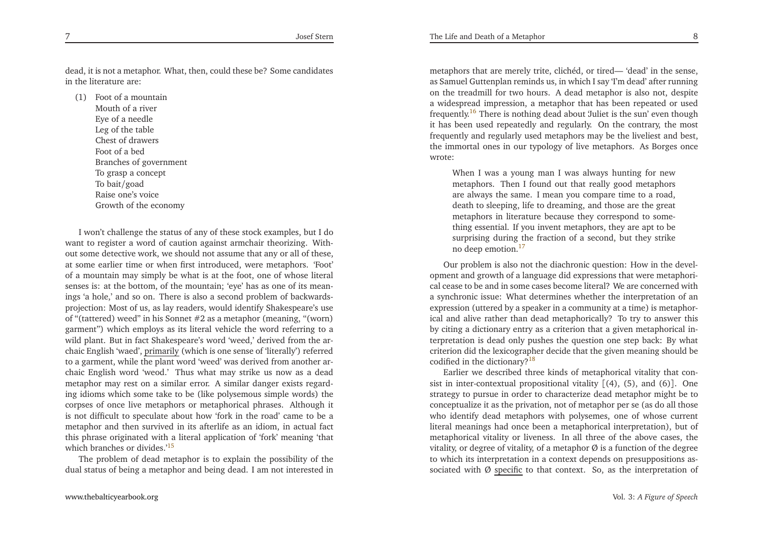dead, it is not a metaphor. What, then, could these be? Some candidates in the literature are:

(1) Foot of a mountain
   Mouth of a river
   Eye of a needle
   Leg of the table
   Chest of drawers
   Foot of a bed
   Branches of government
   To grasp a concept
   To bait/goad
   Raise one's voice
   Growth of the economy

I won't challenge the status of any of these stock examples, but I do want to register a word of caution against armchair theorizing. Without some detective work, we should not assume that any or all of these, at some earlier time or when first introduced, were metaphors. 'Foot' of a mountain may simply be what is at the foot, one of whose literal senses is: at the bottom, of the mountain; 'eye' has as one of its meanings 'a hole,' and so on. There is also a second problem of backwards-projection: Most of us, as lay readers, would identify Shakespeare's use of "(tattered) weed" in his Sonnet #2 as a metaphor (meaning, "(worn) garment") which employs as its literal vehicle the word referring to a wild plant. But in fact Shakespeare's word 'weed,' derived from the archaic English 'waed', primarily (which is one sense of 'literally') referred to a garment, while the plant word 'weed' was derived from another archaic English word 'weod.' Thus what may strike us now as a dead metaphor may rest on a similar error. A similar danger exists regarding idioms which some take to be (like polysemous simple words) the corpses of once live metaphors or metaphorical phrases. Although it is not difficult to speculate about how 'fork in the road' came to be a metaphor and then survived in its afterlife as an idiom, in actual fact this phrase originated with a literal application of 'fork' meaning 'that which branches or divides.'[15]

The problem of dead metaphor is to explain the possibility of the dual status of being a metaphor and being dead. I am not interested in metaphors that are merely trite, clichéd, or tired— 'dead' in the sense, as Samuel Guttenplan reminds us, in which I say 'I'm dead' after running on the treadmill for two hours. A dead metaphor is also not, despite a widespread impression, a metaphor that has been repeated or used frequently.[16] There is nothing dead about 'Juliet is the sun' even though it has been used repeatedly and regularly. On the contrary, the most frequently and regularly used metaphors may be the liveliest and best, the immortal ones in our typology of live metaphors. As Borges once wrote:

> When I was a young man I was always hunting for new metaphors. Then I found out that really good metaphors are always the same. I mean you compare time to a road, death to sleeping, life to dreaming, and those are the great metaphors in literature because they correspond to something essential. If you invent metaphors, they are apt to be surprising during the fraction of a second, but they strike no deep emotion.[17]

Our problem is also not the diachronic question: How in the development and growth of a language did expressions that were metaphorical cease to be and in some cases become literal? We are concerned with a synchronic issue: What determines whether the interpretation of an expression (uttered by a speaker in a community at a time) is metaphorical and alive rather than dead metaphorically? To try to answer this by citing a dictionary entry as a criterion that a given metaphorical interpretation is dead only pushes the question one step back: By what criterion did the lexicographer decide that the given meaning should be codified in the dictionary?[18]

Earlier we described three kinds of metaphorical vitality that consist in inter-contextual propositional vitality [(4), (5), and (6)]. One strategy to pursue in order to characterize dead metaphor might be to conceptualize it as the privation, not of metaphor per se (as do all those who identify dead metaphors with polysemes, one of whose current literal meanings had once been a metaphorical interpretation), but of metaphorical vitality or liveness. In all three of the above cases, the vitality, or degree of vitality, of a metaphor Ø is a function of the degree to which its interpretation in a context depends on presuppositions associated with Ø specific to that context. So, as the interpretation of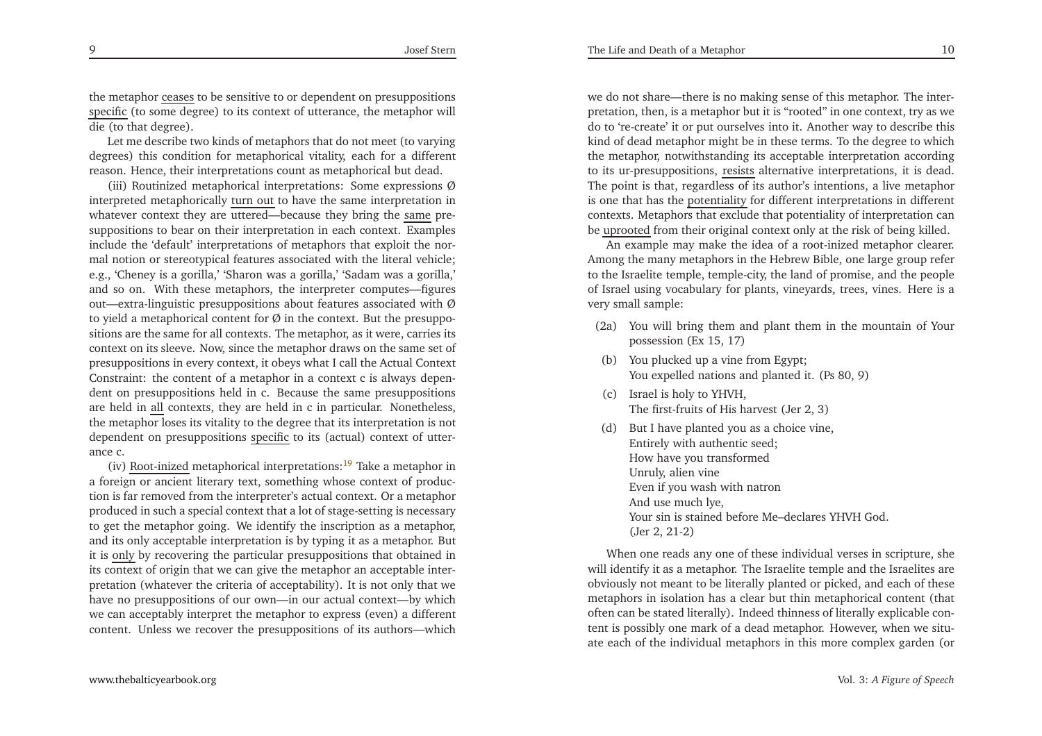the metaphor <u>ceases</u> to be sensitive to or dependent on presuppositions <u>specific</u> (to some degree) to its context of utterance, the metaphor will die (to that degree).

Let me describe two kinds of metaphors that do not meet (to varying degrees) this condition for metaphorical vitality, each for a different reason. Hence, their interpretations count as metaphorical but dead.

(iii) Routinized metaphorical interpretations: Some expressions Ø interpreted metaphorically <u>turn out</u> to have the same interpretation in whatever context they are uttered—because they bring the <u>same</u> presuppositions to bear on their interpretation in each context. Examples include the 'default' interpretations of metaphors that exploit the normal notion or stereotypical features associated with the literal vehicle; e.g., 'Cheney is a gorilla,' 'Sharon was a gorilla,' 'Sadam was a gorilla,' and so on. With these metaphors, the interpreter computes—figures out—extra-linguistic presuppositions about features associated with Ø to yield a metaphorical content for Ø in the context. But the presuppositions are the same for all contexts. The metaphor, as it were, carries its context on its sleeve. Now, since the metaphor draws on the same set of presuppositions in every context, it obeys what I call the Actual Context Constraint: the content of a metaphor in a context c is always dependent on presuppositions held in c. Because the same presuppositions are held in <u>all</u> contexts, they are held in c in particular. Nonetheless, the metaphor loses its vitality to the degree that its interpretation is not dependent on presuppositions <u>specific</u> to its (actual) context of utterance c.

(iv) <u>Root-inized</u> metaphorical interpretations:[19] Take a metaphor in a foreign or ancient literary text, something whose context of production is far removed from the interpreter's actual context. Or a metaphor produced in such a special context that a lot of stage-setting is necessary to get the metaphor going. We identify the inscription as a metaphor, and its only acceptable interpretation is by typing it as a metaphor. But it is <u>only</u> by recovering the particular presuppositions that obtained in its context of origin that we can give the metaphor an acceptable interpretation (whatever the criteria of acceptability). It is not only that we have no presuppositions of our own—in our actual context—by which we can acceptably interpret the metaphor to express (even) a different content. Unless we recover the presuppositions of its authors—which we do not share—there is no making sense of this metaphor. The interpretation, then, is a metaphor but it is "rooted" in one context, try as we do to 're-create' it or put ourselves into it. Another way to describe this kind of dead metaphor might be in these terms. To the degree to which the metaphor, notwithstanding its acceptable interpretation according to its ur-presuppositions, <u>resists</u> alternative interpretations, it is dead. The point is that, regardless of its author's intentions, a live metaphor is one that has the <u>potentiality</u> for different interpretations in different contexts. Metaphors that exclude that potentiality of interpretation can be <u>uprooted</u> from their original context only at the risk of being killed.

An example may make the idea of a root-inized metaphor clearer. Among the many metaphors in the Hebrew Bible, one large group refer to the Israelite temple, temple-city, the land of promise, and the people of Israel using vocabulary for plants, vineyards, trees, vines. Here is a very small sample:

(2a) You will bring them and plant them in the mountain of Your possession (Ex 15, 17)

(b) You plucked up a vine from Egypt;
You expelled nations and planted it. (Ps 80, 9)

(c) Israel is holy to YHVH,
The first-fruits of His harvest (Jer 2, 3)

(d) But I have planted you as a choice vine,
Entirely with authentic seed;
How have you transformed
Unruly, alien vine
Even if you wash with natron
And use much lye,
Your sin is stained before Me–declares YHVH God.
(Jer 2, 21-2)

When one reads any one of these individual verses in scripture, she will identify it as a metaphor. The Israelite temple and the Israelites are obviously not meant to be literally planted or picked, and each of these metaphors in isolation has a clear but thin metaphorical content (that often can be stated literally). Indeed thinness of literally explicable content is possibly one mark of a dead metaphor. However, when we situate each of the individual metaphors in this more complex garden (or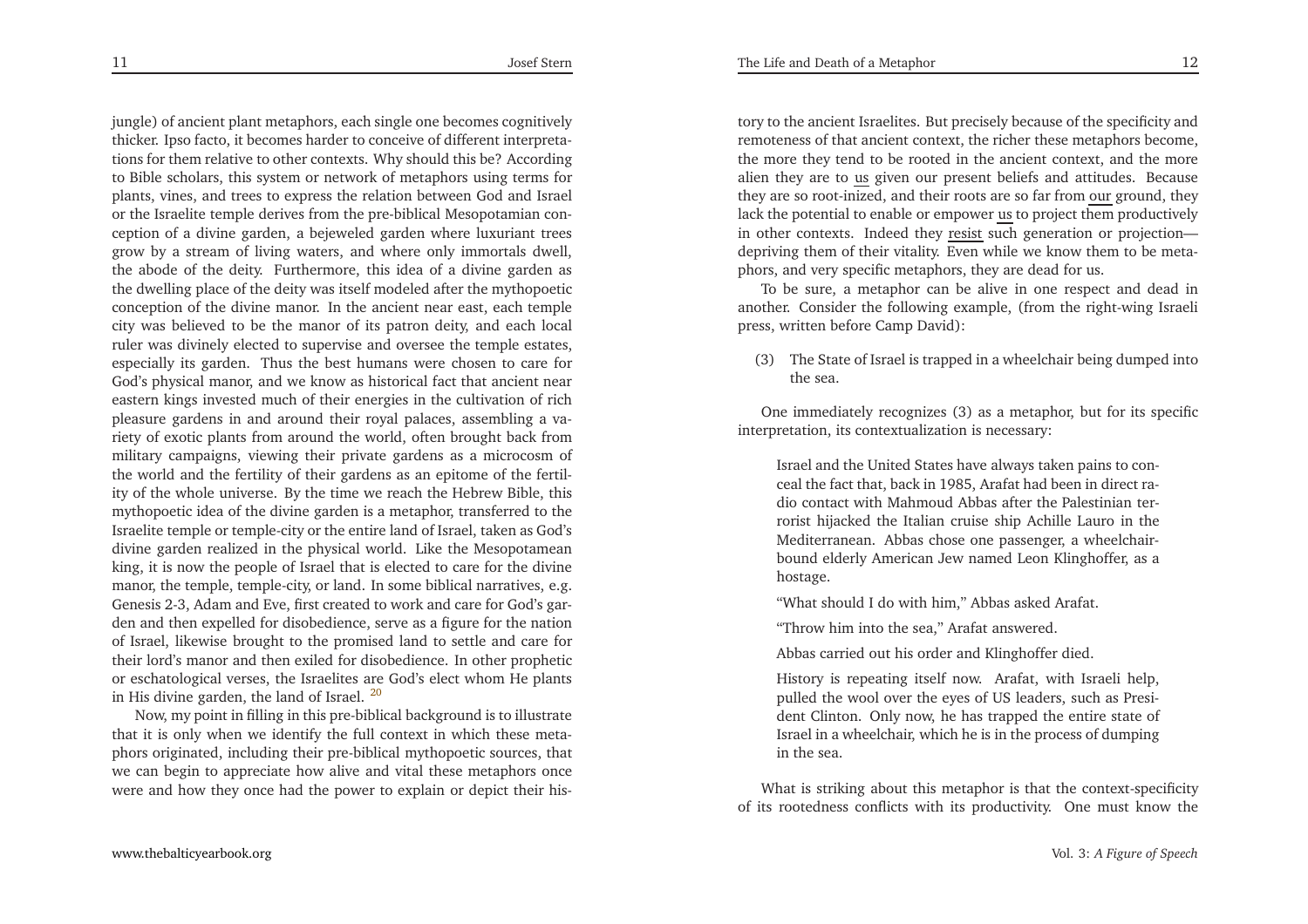jungle) of ancient plant metaphors, each single one becomes cognitively thicker. Ipso facto, it becomes harder to conceive of different interpretations for them relative to other contexts. Why should this be? According to Bible scholars, this system or network of metaphors using terms for plants, vines, and trees to express the relation between God and Israel or the Israelite temple derives from the pre-biblical Mesopotamian conception of a divine garden, a bejeweled garden where luxuriant trees grow by a stream of living waters, and where only immortals dwell, the abode of the deity. Furthermore, this idea of a divine garden as the dwelling place of the deity was itself modeled after the mythopoetic conception of the divine manor. In the ancient near east, each temple city was believed to be the manor of its patron deity, and each local ruler was divinely elected to supervise and oversee the temple estates, especially its garden. Thus the best humans were chosen to care for God's physical manor, and we know as historical fact that ancient near eastern kings invested much of their energies in the cultivation of rich pleasure gardens in and around their royal palaces, assembling a variety of exotic plants from around the world, often brought back from military campaigns, viewing their private gardens as a microcosm of the world and the fertility of their gardens as an epitome of the fertility of the whole universe. By the time we reach the Hebrew Bible, this mythopoetic idea of the divine garden is a metaphor, transferred to the Israelite temple or temple-city or the entire land of Israel, taken as God's divine garden realized in the physical world. Like the Mesopotamean king, it is now the people of Israel that is elected to care for the divine manor, the temple, temple-city, or land. In some biblical narratives, e.g. Genesis 2-3, Adam and Eve, first created to work and care for God's garden and then expelled for disobedience, serve as a figure for the nation of Israel, likewise brought to the promised land to settle and care for their lord's manor and then exiled for disobedience. In other prophetic or eschatological verses, the Israelites are God's elect whom He plants in His divine garden, the land of Israel. [20]

Now, my point in filling in this pre-biblical background is to illustrate that it is only when we identify the full context in which these metaphors originated, including their pre-biblical mythopoetic sources, that we can begin to appreciate how alive and vital these metaphors once were and how they once had the power to explain or depict their history to the ancient Israelites. But precisely because of the specificity and remoteness of that ancient context, the richer these metaphors become, the more they tend to be rooted in the ancient context, and the more alien they are to <u>us</u> given our present beliefs and attitudes. Because they are so root-inized, and their roots are so far from <u>our</u> ground, they lack the potential to enable or empower <u>us</u> to project them productively in other contexts. Indeed they <u>resist</u> such generation or projection—depriving them of their vitality. Even while we know them to be metaphors, and very specific metaphors, they are dead for us.

To be sure, a metaphor can be alive in one respect and dead in another. Consider the following example, (from the right-wing Israeli press, written before Camp David):

(3) The State of Israel is trapped in a wheelchair being dumped into the sea.

One immediately recognizes (3) as a metaphor, but for its specific interpretation, its contextualization is necessary:

> Israel and the United States have always taken pains to conceal the fact that, back in 1985, Arafat had been in direct radio contact with Mahmoud Abbas after the Palestinian terrorist hijacked the Italian cruise ship Achille Lauro in the Mediterranean. Abbas chose one passenger, a wheelchair-bound elderly American Jew named Leon Klinghoffer, as a hostage.
>
> "What should I do with him," Abbas asked Arafat.
>
> "Throw him into the sea," Arafat answered.
>
> Abbas carried out his order and Klinghoffer died.
>
> History is repeating itself now. Arafat, with Israeli help, pulled the wool over the eyes of US leaders, such as President Clinton. Only now, he has trapped the entire state of Israel in a wheelchair, which he is in the process of dumping in the sea.

What is striking about this metaphor is that the context-specificity of its rootedness conflicts with its productivity. One must know the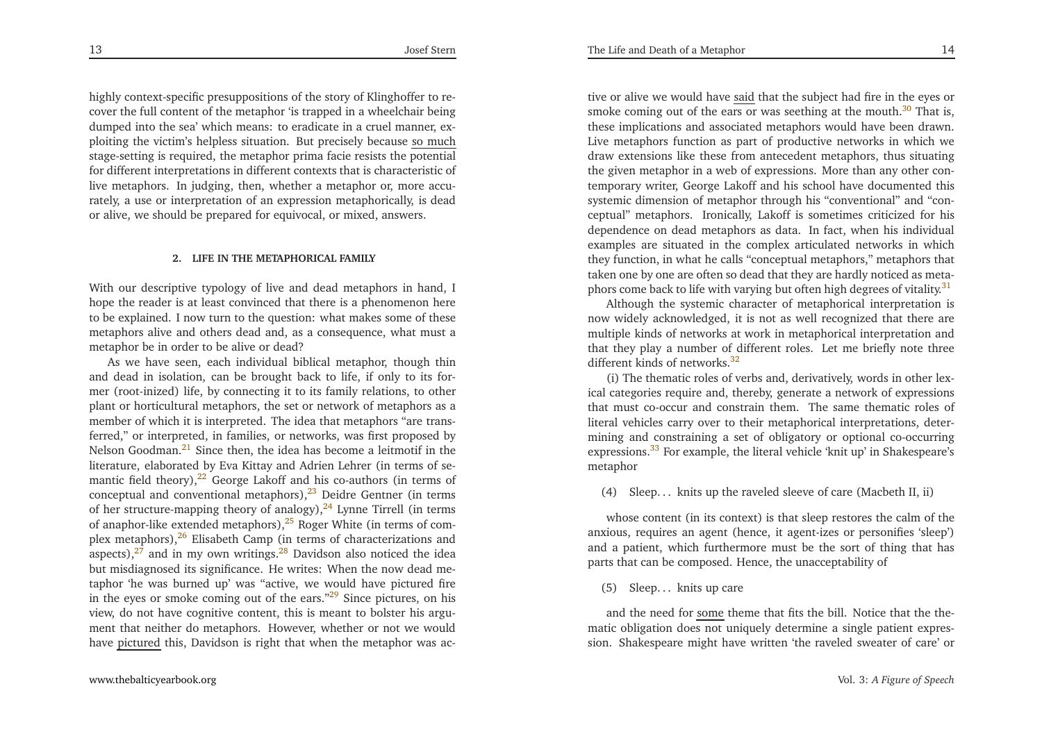highly context-specific presuppositions of the story of Klinghoffer to recover the full content of the metaphor 'is trapped in a wheelchair being dumped into the sea' which means: to eradicate in a cruel manner, exploiting the victim's helpless situation. But precisely because so much stage-setting is required, the metaphor prima facie resists the potential for different interpretations in different contexts that is characteristic of live metaphors. In judging, then, whether a metaphor or, more accurately, a use or interpretation of an expression metaphorically, is dead or alive, we should be prepared for equivocal, or mixed, answers.

## 2. LIFE IN THE METAPHORICAL FAMILY

With our descriptive typology of live and dead metaphors in hand, I hope the reader is at least convinced that there is a phenomenon here to be explained. I now turn to the question: what makes some of these metaphors alive and others dead and, as a consequence, what must a metaphor be in order to be alive or dead?

As we have seen, each individual biblical metaphor, though thin and dead in isolation, can be brought back to life, if only to its former (root-inized) life, by connecting it to its family relations, to other plant or horticultural metaphors, the set or network of metaphors as a member of which it is interpreted. The idea that metaphors "are transferred," or interpreted, in families, or networks, was first proposed by Nelson Goodman.[21] Since then, the idea has become a leitmotif in the literature, elaborated by Eva Kittay and Adrien Lehrer (in terms of semantic field theory),[22] George Lakoff and his co-authors (in terms of conceptual and conventional metaphors),[23] Deidre Gentner (in terms of her structure-mapping theory of analogy),[24] Lynne Tirrell (in terms of anaphor-like extended metaphors),[25] Roger White (in terms of complex metaphors),[26] Elisabeth Camp (in terms of characterizations and aspects),[27] and in my own writings.[28] Davidson also noticed the idea but misdiagnosed its significance. He writes: When the now dead metaphor 'he was burned up' was "active, we would have pictured fire in the eyes or smoke coming out of the ears."[29] Since pictures, on his view, do not have cognitive content, this is meant to bolster his argument that neither do metaphors. However, whether or not we would have pictured this, Davidson is right that when the metaphor was active or alive we would have said that the subject had fire in the eyes or smoke coming out of the ears or was seething at the mouth.[30] That is, these implications and associated metaphors would have been drawn. Live metaphors function as part of productive networks in which we draw extensions like these from antecedent metaphors, thus situating the given metaphor in a web of expressions. More than any other contemporary writer, George Lakoff and his school have documented this systemic dimension of metaphor through his "conventional" and "conceptual" metaphors. Ironically, Lakoff is sometimes criticized for his dependence on dead metaphors as data. In fact, when his individual examples are situated in the complex articulated networks in which they function, in what he calls "conceptual metaphors," metaphors that taken one by one are often so dead that they are hardly noticed as metaphors come back to life with varying but often high degrees of vitality.[31]

Although the systemic character of metaphorical interpretation is now widely acknowledged, it is not as well recognized that there are multiple kinds of networks at work in metaphorical interpretation and that they play a number of different roles. Let me briefly note three different kinds of networks.[32]

(i) The thematic roles of verbs and, derivatively, words in other lexical categories require and, thereby, generate a network of expressions that must co-occur and constrain them. The same thematic roles of literal vehicles carry over to their metaphorical interpretations, determining and constraining a set of obligatory or optional co-occurring expressions.[33] For example, the literal vehicle 'knit up' in Shakespeare's metaphor

(4) Sleep. . . knits up the raveled sleeve of care (Macbeth II, ii)

whose content (in its context) is that sleep restores the calm of the anxious, requires an agent (hence, it agent-izes or personifies 'sleep') and a patient, which furthermore must be the sort of thing that has parts that can be composed. Hence, the unacceptability of

(5) Sleep. . . knits up care

and the need for some theme that fits the bill. Notice that the thematic obligation does not uniquely determine a single patient expression. Shakespeare might have written 'the raveled sweater of care' or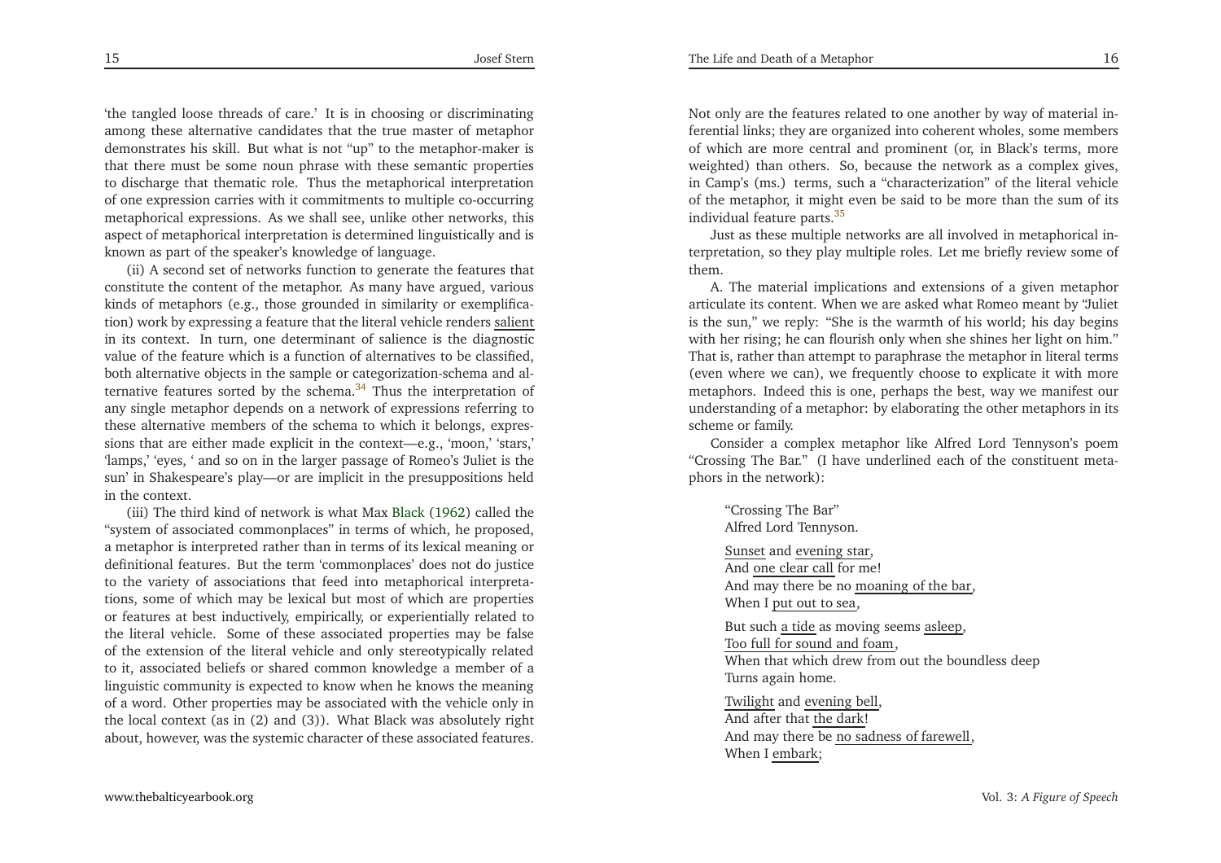'the tangled loose threads of care.' It is in choosing or discriminating among these alternative candidates that the true master of metaphor demonstrates his skill. But what is not "up" to the metaphor-maker is that there must be some noun phrase with these semantic properties to discharge that thematic role. Thus the metaphorical interpretation of one expression carries with it commitments to multiple co-occurring metaphorical expressions. As we shall see, unlike other networks, this aspect of metaphorical interpretation is determined linguistically and is known as part of the speaker's knowledge of language.

(ii) A second set of networks function to generate the features that constitute the content of the metaphor. As many have argued, various kinds of metaphors (e.g., those grounded in similarity or exemplification) work by expressing a feature that the literal vehicle renders <u>salient</u> in its context. In turn, one determinant of salience is the diagnostic value of the feature which is a function of alternatives to be classified, both alternative objects in the sample or categorization-schema and alternative features sorted by the schema.[34] Thus the interpretation of any single metaphor depends on a network of expressions referring to these alternative members of the schema to which it belongs, expressions that are either made explicit in the context—e.g., 'moon,' 'stars,' 'lamps,' 'eyes, ' and so on in the larger passage of Romeo's 'Juliet is the sun' in Shakespeare's play—or are implicit in the presuppositions held in the context.

(iii) The third kind of network is what Max Black (1962) called the "system of associated commonplaces" in terms of which, he proposed, a metaphor is interpreted rather than in terms of its lexical meaning or definitional features. But the term 'commonplaces' does not do justice to the variety of associations that feed into metaphorical interpretations, some of which may be lexical but most of which are properties or features at best inductively, empirically, or experientially related to the literal vehicle. Some of these associated properties may be false of the extension of the literal vehicle and only stereotypically related to it, associated beliefs or shared common knowledge a member of a linguistic community is expected to know when he knows the meaning of a word. Other properties may be associated with the vehicle only in the local context (as in (2) and (3)). What Black was absolutely right about, however, was the systemic character of these associated features. Not only are the features related to one another by way of material inferential links; they are organized into coherent wholes, some members of which are more central and prominent (or, in Black's terms, more weighted) than others. So, because the network as a complex gives, in Camp's (ms.) terms, such a "characterization" of the literal vehicle of the metaphor, it might even be said to be more than the sum of its individual feature parts.[35]

Just as these multiple networks are all involved in metaphorical interpretation, so they play multiple roles. Let me briefly review some of them.

A. The material implications and extensions of a given metaphor articulate its content. When we are asked what Romeo meant by "Juliet is the sun," we reply: "She is the warmth of his world; his day begins with her rising; he can flourish only when she shines her light on him." That is, rather than attempt to paraphrase the metaphor in literal terms (even where we can), we frequently choose to explicate it with more metaphors. Indeed this is one, perhaps the best, way we manifest our understanding of a metaphor: by elaborating the other metaphors in its scheme or family.

Consider a complex metaphor like Alfred Lord Tennyson's poem "Crossing The Bar." (I have underlined each of the constituent metaphors in the network):

> "Crossing The Bar"
> Alfred Lord Tennyson.
>
> <u>Sunset</u> and <u>evening star</u>,
> And <u>one clear call</u> for me!
> And may there be no <u>moaning of the bar</u>,
> When I <u>put out to sea</u>,
>
> But such <u>a tide</u> as moving seems <u>asleep</u>,
> <u>Too full for sound and foam</u>,
> When that which drew from out the boundless deep
> Turns again home.
>
> <u>Twilight</u> and <u>evening bell</u>,
> And after that <u>the dark</u>!
> And may there be <u>no sadness of farewell</u>,
> When I <u>embark</u>;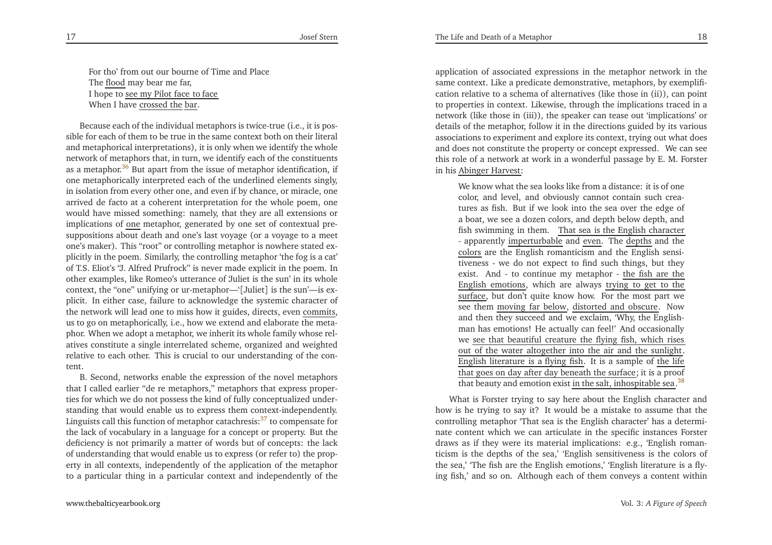> For tho' from out our bourne of Time and Place
> The <u>flood</u> may bear me far,
> I hope to <u>see my Pilot face to face</u>
> When I have <u>crossed the</u> <u>bar</u>.

Because each of the individual metaphors is twice-true (i.e., it is possible for each of them to be true in the same context both on their literal and metaphorical interpretations), it is only when we identify the whole network of metaphors that, in turn, we identify each of the constituents as a metaphor.[36] But apart from the issue of metaphor identification, if one metaphorically interpreted each of the underlined elements singly, in isolation from every other one, and even if by chance, or miracle, one arrived de facto at a coherent interpretation for the whole poem, one would have missed something: namely, that they are all extensions or implications of <u>one</u> metaphor, generated by one set of contextual presuppositions about death and one's last voyage (or a voyage to a meet one's maker). This "root" or controlling metaphor is nowhere stated explicitly in the poem. Similarly, the controlling metaphor 'the fog is a cat' of T.S. Eliot's "J. Alfred Prufrock" is never made explicit in the poem. In other examples, like Romeo's utterance of 'Juliet is the sun' in its whole context, the "one" unifying or ur-metaphor—'[Juliet] is the sun'—is explicit. In either case, failure to acknowledge the systemic character of the network will lead one to miss how it guides, directs, even <u>commits</u>, us to go on metaphorically, i.e., how we extend and elaborate the metaphor. When we adopt a metaphor, we inherit its whole family whose relatives constitute a single interrelated scheme, organized and weighted relative to each other. This is crucial to our understanding of the content.

B. Second, networks enable the expression of the novel metaphors that I called earlier "de re metaphors," metaphors that express properties for which we do not possess the kind of fully conceptualized understanding that would enable us to express them context-independently. Linguists call this function of metaphor catachresis:[37] to compensate for the lack of vocabulary in a language for a concept or property. But the deficiency is not primarily a matter of words but of concepts: the lack of understanding that would enable us to express (or refer to) the property in all contexts, independently of the application of the metaphor to a particular thing in a particular context and independently of the application of associated expressions in the metaphor network in the same context. Like a predicate demonstrative, metaphors, by exemplification relative to a schema of alternatives (like those in (ii)), can point to properties in context. Likewise, through the implications traced in a network (like those in (iii)), the speaker can tease out 'implications' or details of the metaphor, follow it in the directions guided by its various associations to experiment and explore its context, trying out what does and does not constitute the property or concept expressed. We can see this role of a network at work in a wonderful passage by E. M. Forster in his <u>Abinger Harvest</u>:

> We know what the sea looks like from a distance: it is of one color, and level, and obviously cannot contain such creatures as fish. But if we look into the sea over the edge of a boat, we see a dozen colors, and depth below depth, and fish swimming in them. <u>That sea is the English character</u> - apparently <u>imperturbable</u> and <u>even</u>. The <u>depths</u> and the <u>colors</u> are the English romanticism and the English sensitiveness - we do not expect to find such things, but they exist. And - to continue my metaphor - <u>the fish are the English emotions</u>, which are always <u>trying to get to the surface</u>, but don't quite know how. For the most part we see them <u>moving far below</u>, <u>distorted and obscure</u>. Now and then they succeed and we exclaim, 'Why, the Englishman has emotions! He actually can feel!' And occasionally we <u>see that beautiful creature the flying fish, which rises out of the water altogether into the air and the sunlight</u>. <u>English literature is a flying fish</u>. It is a sample of <u>the life that goes on day after day beneath the surface</u>; it is a proof that beauty and emotion exist <u>in the salt, inhospitable sea</u>.[38]

What is Forster trying to say here about the English character and how is he trying to say it? It would be a mistake to assume that the controlling metaphor 'That sea is the English character' has a determinate content which we can articulate in the specific instances Forster draws as if they were its material implications: e.g., 'English romanticism is the depths of the sea,' 'English sensitiveness is the colors of the sea,' 'The fish are the English emotions,' 'English literature is a flying fish,' and so on. Although each of them conveys a content within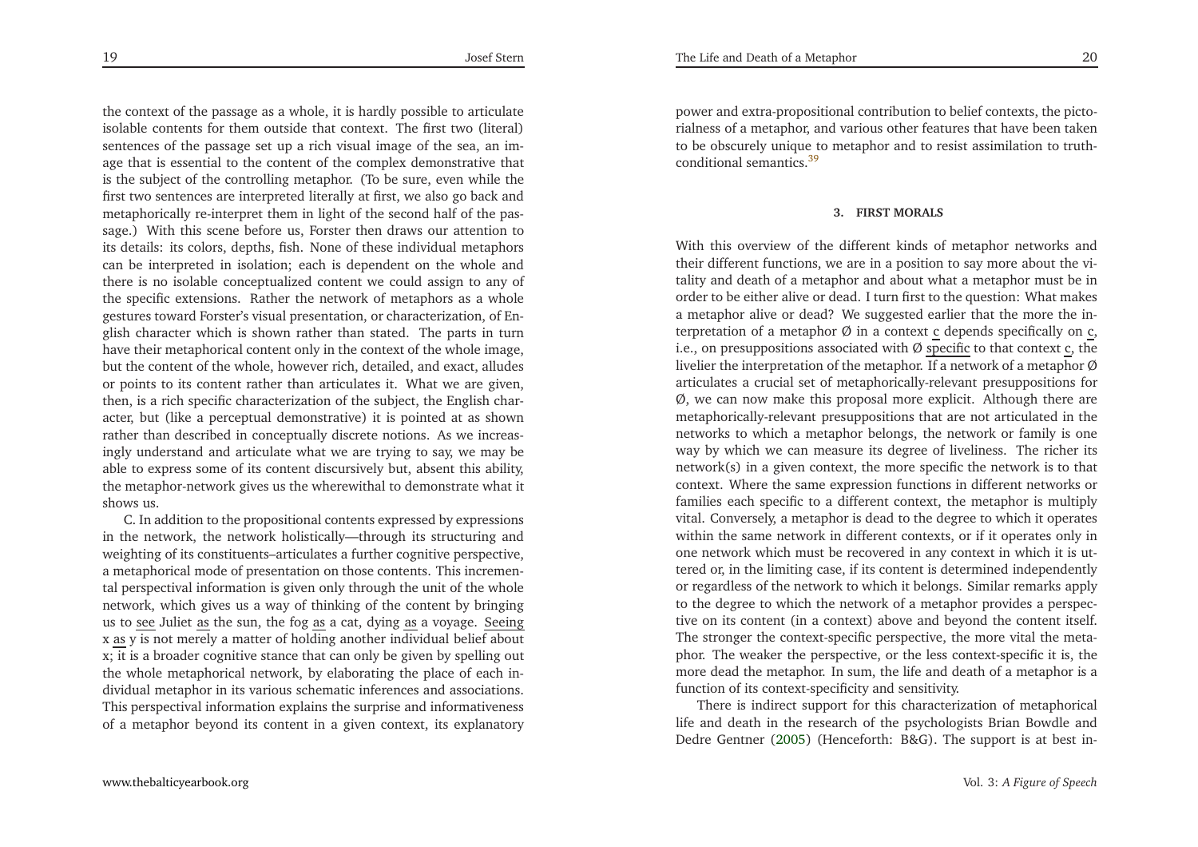the context of the passage as a whole, it is hardly possible to articulate isolable contents for them outside that context. The first two (literal) sentences of the passage set up a rich visual image of the sea, an image that is essential to the content of the complex demonstrative that is the subject of the controlling metaphor. (To be sure, even while the first two sentences are interpreted literally at first, we also go back and metaphorically re-interpret them in light of the second half of the passage.) With this scene before us, Forster then draws our attention to its details: its colors, depths, fish. None of these individual metaphors can be interpreted in isolation; each is dependent on the whole and there is no isolable conceptualized content we could assign to any of the specific extensions. Rather the network of metaphors as a whole gestures toward Forster's visual presentation, or characterization, of English character which is shown rather than stated. The parts in turn have their metaphorical content only in the context of the whole image, but the content of the whole, however rich, detailed, and exact, alludes or points to its content rather than articulates it. What we are given, then, is a rich specific characterization of the subject, the English character, but (like a perceptual demonstrative) it is pointed at as shown rather than described in conceptually discrete notions. As we increasingly understand and articulate what we are trying to say, we may be able to express some of its content discursively but, absent this ability, the metaphor-network gives us the wherewithal to demonstrate what it shows us.

C. In addition to the propositional contents expressed by expressions in the network, the network holistically—through its structuring and weighting of its constituents–articulates a further cognitive perspective, a metaphorical mode of presentation on those contents. This incremental perspectival information is given only through the unit of the whole network, which gives us a way of thinking of the content by bringing us to <u>see</u> Juliet <u>as</u> the sun, the fog <u>as</u> a cat, dying <u>as</u> a voyage. <u>Seeing</u> x <u>as</u> y is not merely a matter of holding another individual belief about x; it is a broader cognitive stance that can only be given by spelling out the whole metaphorical network, by elaborating the place of each individual metaphor in its various schematic inferences and associations. This perspectival information explains the surprise and informativeness of a metaphor beyond its content in a given context, its explanatory power and extra-propositional contribution to belief contexts, the pictorialness of a metaphor, and various other features that have been taken to be obscurely unique to metaphor and to resist assimilation to truth-conditional semantics.[39]

## 3. FIRST MORALS

With this overview of the different kinds of metaphor networks and their different functions, we are in a position to say more about the vitality and death of a metaphor and about what a metaphor must be in order to be either alive or dead. I turn first to the question: What makes a metaphor alive or dead? We suggested earlier that the more the interpretation of a metaphor Ø in a context <u>c</u> depends specifically on <u>c</u>, i.e., on presuppositions associated with Ø <u>specific</u> to that context <u>c</u>, the livelier the interpretation of the metaphor. If a network of a metaphor Ø articulates a crucial set of metaphorically-relevant presuppositions for Ø, we can now make this proposal more explicit. Although there are metaphorically-relevant presuppositions that are not articulated in the networks to which a metaphor belongs, the network or family is one way by which we can measure its degree of liveliness. The richer its network(s) in a given context, the more specific the network is to that context. Where the same expression functions in different networks or families each specific to a different context, the metaphor is multiply vital. Conversely, a metaphor is dead to the degree to which it operates within the same network in different contexts, or if it operates only in one network which must be recovered in any context in which it is uttered or, in the limiting case, if its content is determined independently or regardless of the network to which it belongs. Similar remarks apply to the degree to which the network of a metaphor provides a perspective on its content (in a context) above and beyond the content itself. The stronger the context-specific perspective, the more vital the metaphor. The weaker the perspective, or the less context-specific it is, the more dead the metaphor. In sum, the life and death of a metaphor is a function of its context-specificity and sensitivity.

There is indirect support for this characterization of metaphorical life and death in the research of the psychologists Brian Bowdle and Dedre Gentner (2005) (Henceforth: B&G). The support is at best in-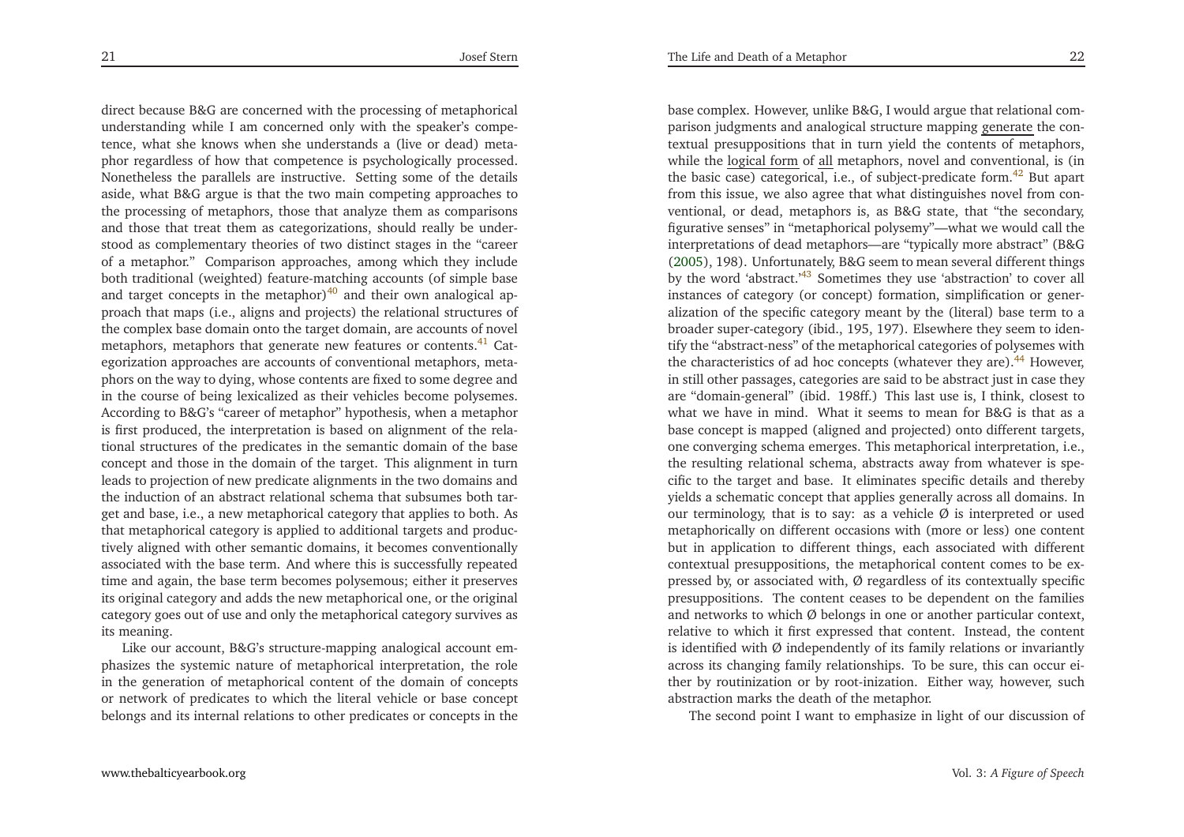direct because B&G are concerned with the processing of metaphorical understanding while I am concerned only with the speaker's competence, what she knows when she understands a (live or dead) metaphor regardless of how that competence is psychologically processed. Nonetheless the parallels are instructive. Setting some of the details aside, what B&G argue is that the two main competing approaches to the processing of metaphors, those that analyze them as comparisons and those that treat them as categorizations, should really be understood as complementary theories of two distinct stages in the "career of a metaphor." Comparison approaches, among which they include both traditional (weighted) feature-matching accounts (of simple base and target concepts in the metaphor)[40] and their own analogical approach that maps (i.e., aligns and projects) the relational structures of the complex base domain onto the target domain, are accounts of novel metaphors, metaphors that generate new features or contents.[41] Categorization approaches are accounts of conventional metaphors, metaphors on the way to dying, whose contents are fixed to some degree and in the course of being lexicalized as their vehicles become polysemes. According to B&G's "career of metaphor" hypothesis, when a metaphor is first produced, the interpretation is based on alignment of the relational structures of the predicates in the semantic domain of the base concept and those in the domain of the target. This alignment in turn leads to projection of new predicate alignments in the two domains and the induction of an abstract relational schema that subsumes both target and base, i.e., a new metaphorical category that applies to both. As that metaphorical category is applied to additional targets and productively aligned with other semantic domains, it becomes conventionally associated with the base term. And where this is successfully repeated time and again, the base term becomes polysemous; either it preserves its original category and adds the new metaphorical one, or the original category goes out of use and only the metaphorical category survives as its meaning.

Like our account, B&G's structure-mapping analogical account emphasizes the systemic nature of metaphorical interpretation, the role in the generation of metaphorical content of the domain of concepts or network of predicates to which the literal vehicle or base concept belongs and its internal relations to other predicates or concepts in the base complex. However, unlike B&G, I would argue that relational comparison judgments and analogical structure mapping <u>generate</u> the contextual presuppositions that in turn yield the contents of metaphors, while the <u>logical form</u> of <u>all</u> metaphors, novel and conventional, is (in the basic case) categorical, i.e., of subject-predicate form.[42] But apart from this issue, we also agree that what distinguishes novel from conventional, or dead, metaphors is, as B&G state, that "the secondary, figurative senses" in "metaphorical polysemy"—what we would call the interpretations of dead metaphors—are "typically more abstract" (B&G (2005), 198). Unfortunately, B&G seem to mean several different things by the word 'abstract.'[43] Sometimes they use 'abstraction' to cover all instances of category (or concept) formation, simplification or generalization of the specific category meant by the (literal) base term to a broader super-category (ibid., 195, 197). Elsewhere they seem to identify the "abstract-ness" of the metaphorical categories of polysemes with the characteristics of ad hoc concepts (whatever they are).[44] However, in still other passages, categories are said to be abstract just in case they are "domain-general" (ibid. 198ff.) This last use is, I think, closest to what we have in mind. What it seems to mean for B&G is that as a base concept is mapped (aligned and projected) onto different targets, one converging schema emerges. This metaphorical interpretation, i.e., the resulting relational schema, abstracts away from whatever is specific to the target and base. It eliminates specific details and thereby yields a schematic concept that applies generally across all domains. In our terminology, that is to say: as a vehicle Ø is interpreted or used metaphorically on different occasions with (more or less) one content but in application to different things, each associated with different contextual presuppositions, the metaphorical content comes to be expressed by, or associated with, Ø regardless of its contextually specific presuppositions. The content ceases to be dependent on the families and networks to which Ø belongs in one or another particular context, relative to which it first expressed that content. Instead, the content is identified with Ø independently of its family relations or invariantly across its changing family relationships. To be sure, this can occur either by routinization or by root-inization. Either way, however, such abstraction marks the death of the metaphor.

The second point I want to emphasize in light of our discussion of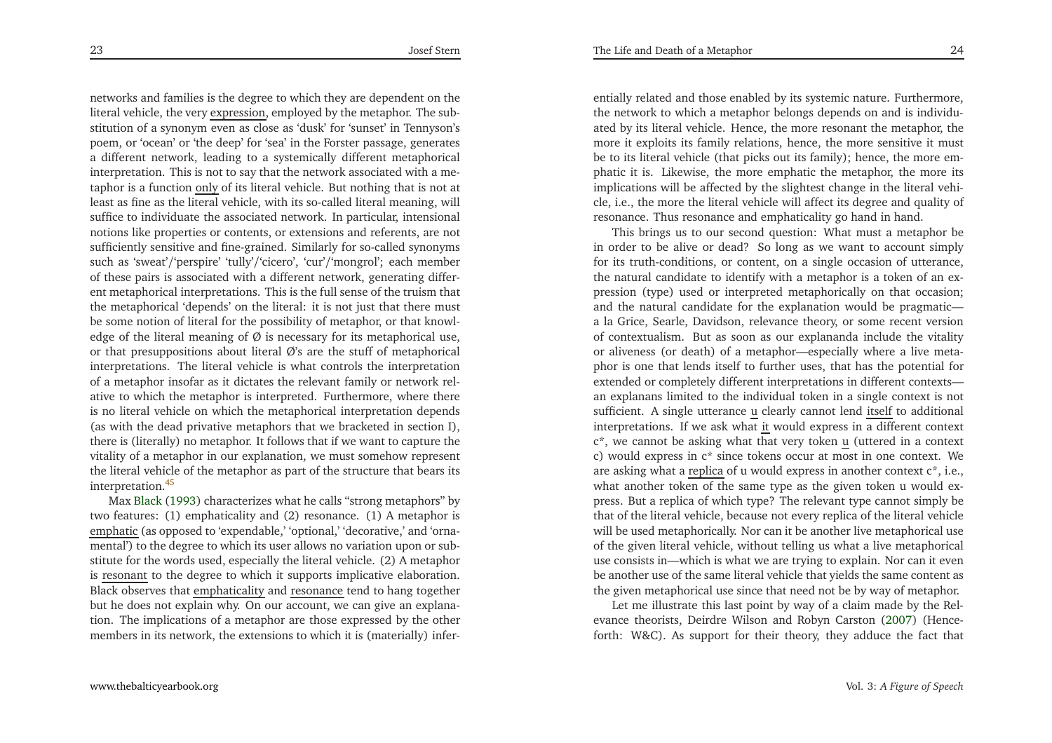networks and families is the degree to which they are dependent on the literal vehicle, the very expression, employed by the metaphor. The substitution of a synonym even as close as 'dusk' for 'sunset' in Tennyson's poem, or 'ocean' or 'the deep' for 'sea' in the Forster passage, generates a different network, leading to a systemically different metaphorical interpretation. This is not to say that the network associated with a metaphor is a function only of its literal vehicle. But nothing that is not at least as fine as the literal vehicle, with its so-called literal meaning, will suffice to individuate the associated network. In particular, intensional notions like properties or contents, or extensions and referents, are not sufficiently sensitive and fine-grained. Similarly for so-called synonyms such as 'sweat'/'perspire' 'tully'/'cicero', 'cur'/'mongrol'; each member of these pairs is associated with a different network, generating different metaphorical interpretations. This is the full sense of the truism that the metaphorical 'depends' on the literal: it is not just that there must be some notion of literal for the possibility of metaphor, or that knowledge of the literal meaning of Ø is necessary for its metaphorical use, or that presuppositions about literal Ø's are the stuff of metaphorical interpretations. The literal vehicle is what controls the interpretation of a metaphor insofar as it dictates the relevant family or network relative to which the metaphor is interpreted. Furthermore, where there is no literal vehicle on which the metaphorical interpretation depends (as with the dead privative metaphors that we bracketed in section I), there is (literally) no metaphor. It follows that if we want to capture the vitality of a metaphor in our explanation, we must somehow represent the literal vehicle of the metaphor as part of the structure that bears its interpretation.[45]

Max Black (1993) characterizes what he calls "strong metaphors" by two features: (1) emphaticality and (2) resonance. (1) A metaphor is emphatic (as opposed to 'expendable,' 'optional,' 'decorative,' and 'ornamental') to the degree to which its user allows no variation upon or substitute for the words used, especially the literal vehicle. (2) A metaphor is resonant to the degree to which it supports implicative elaboration. Black observes that emphaticality and resonance tend to hang together but he does not explain why. On our account, we can give an explanation. The implications of a metaphor are those expressed by the other members in its network, the extensions to which it is (materially) inferentially related and those enabled by its systemic nature. Furthermore, the network to which a metaphor belongs depends on and is individuated by its literal vehicle. Hence, the more resonant the metaphor, the more it exploits its family relations, hence, the more sensitive it must be to its literal vehicle (that picks out its family); hence, the more emphatic it is. Likewise, the more emphatic the metaphor, the more its implications will be affected by the slightest change in the literal vehicle, i.e., the more the literal vehicle will affect its degree and quality of resonance. Thus resonance and emphaticality go hand in hand.

This brings us to our second question: What must a metaphor be in order to be alive or dead? So long as we want to account simply for its truth-conditions, or content, on a single occasion of utterance, the natural candidate to identify with a metaphor is a token of an expression (type) used or interpreted metaphorically on that occasion; and the natural candidate for the explanation would be pragmatic—a la Grice, Searle, Davidson, relevance theory, or some recent version of contextualism. But as soon as our explananda include the vitality or aliveness (or death) of a metaphor—especially where a live metaphor is one that lends itself to further uses, that has the potential for extended or completely different interpretations in different contexts—an explanans limited to the individual token in a single context is not sufficient. A single utterance u clearly cannot lend itself to additional interpretations. If we ask what it would express in a different context c\*, we cannot be asking what that very token u (uttered in a context c) would express in c\* since tokens occur at most in one context. We are asking what a replica of u would express in another context c\*, i.e., what another token of the same type as the given token u would express. But a replica of which type? The relevant type cannot simply be that of the literal vehicle, because not every replica of the literal vehicle will be used metaphorically. Nor can it be another live metaphorical use of the given literal vehicle, without telling us what a live metaphorical use consists in—which is what we are trying to explain. Nor can it even be another use of the same literal vehicle that yields the same content as the given metaphorical use since that need not be by way of metaphor.

Let me illustrate this last point by way of a claim made by the Relevance theorists, Deirdre Wilson and Robyn Carston (2007) (Henceforth: W&C). As support for their theory, they adduce the fact that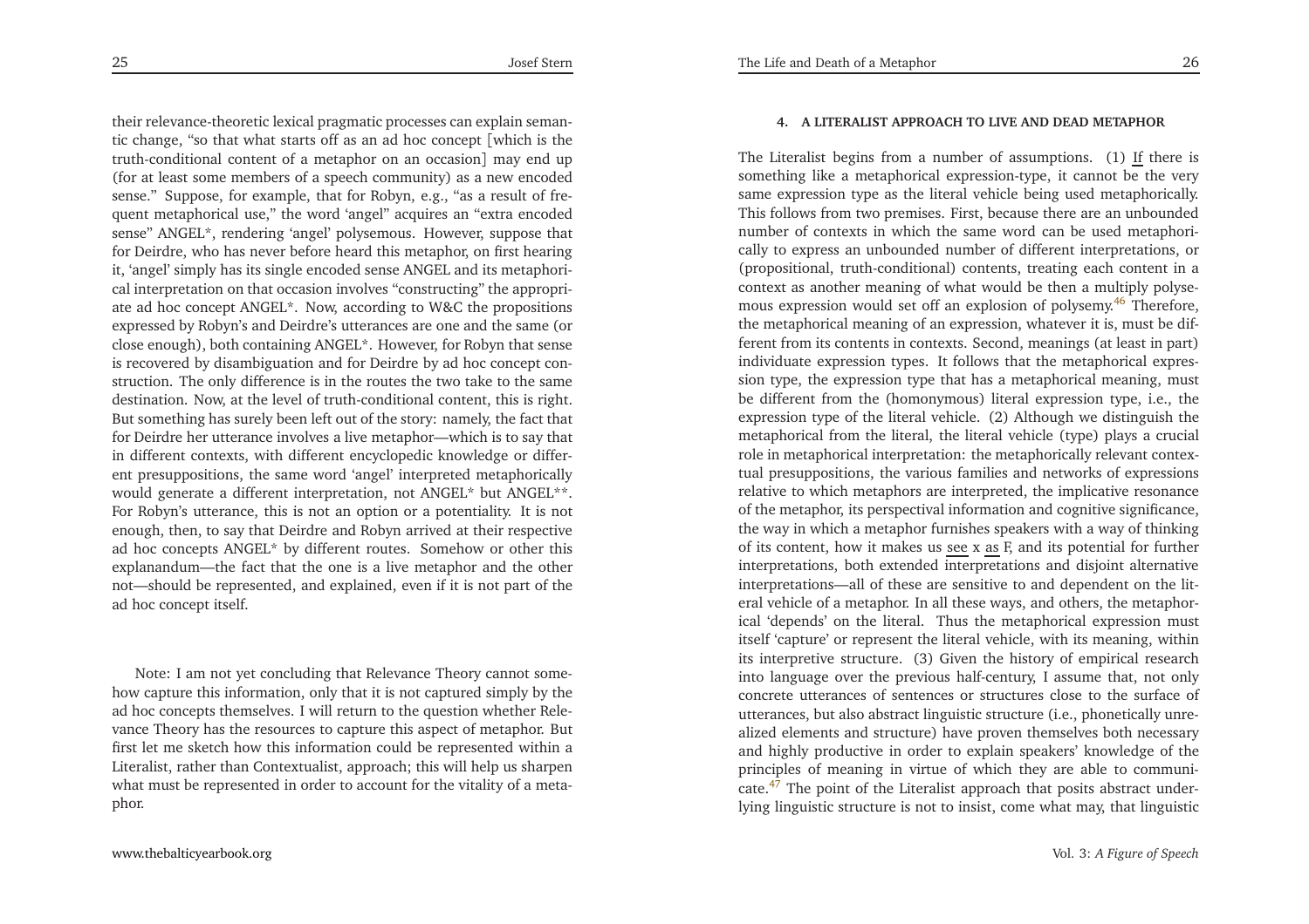their relevance-theoretic lexical pragmatic processes can explain semantic change, "so that what starts off as an ad hoc concept [which is the truth-conditional content of a metaphor on an occasion] may end up (for at least some members of a speech community) as a new encoded sense." Suppose, for example, that for Robyn, e.g., "as a result of frequent metaphorical use," the word 'angel' acquires an "extra encoded sense" ANGEL*, rendering 'angel' polysemous. However, suppose that for Deirdre, who has never before heard this metaphor, on first hearing it, 'angel' simply has its single encoded sense ANGEL and its metaphorical interpretation on that occasion involves "constructing" the appropriate ad hoc concept ANGEL*. Now, according to W&C the propositions expressed by Robyn's and Deirdre's utterances are one and the same (or close enough), both containing ANGEL*. However, for Robyn that sense is recovered by disambiguation and for Deirdre by ad hoc concept construction. The only difference is in the routes the two take to the same destination. Now, at the level of truth-conditional content, this is right. But something has surely been left out of the story: namely, the fact that for Deirdre her utterance involves a live metaphor—which is to say that in different contexts, with different encyclopedic knowledge or different presuppositions, the same word 'angel' interpreted metaphorically would generate a different interpretation, not ANGEL* but ANGEL**. For Robyn's utterance, this is not an option or a potentiality. It is not enough, then, to say that Deirdre and Robyn arrived at their respective ad hoc concepts ANGEL* by different routes. Somehow or other this explanandum—the fact that the one is a live metaphor and the other not—should be represented, and explained, even if it is not part of the ad hoc concept itself.

Note: I am not yet concluding that Relevance Theory cannot somehow capture this information, only that it is not captured simply by the ad hoc concepts themselves. I will return to the question whether Relevance Theory has the resources to capture this aspect of metaphor. But first let me sketch how this information could be represented within a Literalist, rather than Contextualist, approach; this will help us sharpen what must be represented in order to account for the vitality of a metaphor.

#### 4. A LITERALIST APPROACH TO LIVE AND DEAD METAPHOR

The Literalist begins from a number of assumptions. (1) If there is something like a metaphorical expression-type, it cannot be the very same expression type as the literal vehicle being used metaphorically. This follows from two premises. First, because there are an unbounded number of contexts in which the same word can be used metaphorically to express an unbounded number of different interpretations, or (propositional, truth-conditional) contents, treating each content in a context as another meaning of what would be then a multiply polysemous expression would set off an explosion of polysemy.[46] Therefore, the metaphorical meaning of an expression, whatever it is, must be different from its contents in contexts. Second, meanings (at least in part) individuate expression types. It follows that the metaphorical expression type, the expression type that has a metaphorical meaning, must be different from the (homonymous) literal expression type, i.e., the expression type of the literal vehicle. (2) Although we distinguish the metaphorical from the literal, the literal vehicle (type) plays a crucial role in metaphorical interpretation: the metaphorically relevant contextual presuppositions, the various families and networks of expressions relative to which metaphors are interpreted, the implicative resonance of the metaphor, its perspectival information and cognitive significance, the way in which a metaphor furnishes speakers with a way of thinking of its content, how it makes us see x as F, and its potential for further interpretations, both extended interpretations and disjoint alternative interpretations—all of these are sensitive to and dependent on the literal vehicle of a metaphor. In all these ways, and others, the metaphorical 'depends' on the literal. Thus the metaphorical expression must itself 'capture' or represent the literal vehicle, with its meaning, within its interpretive structure. (3) Given the history of empirical research into language over the previous half-century, I assume that, not only concrete utterances of sentences or structures close to the surface of utterances, but also abstract linguistic structure (i.e., phonetically unrealized elements and structure) have proven themselves both necessary and highly productive in order to explain speakers' knowledge of the principles of meaning in virtue of which they are able to communicate.[47] The point of the Literalist approach that posits abstract underlying linguistic structure is not to insist, come what may, that linguistic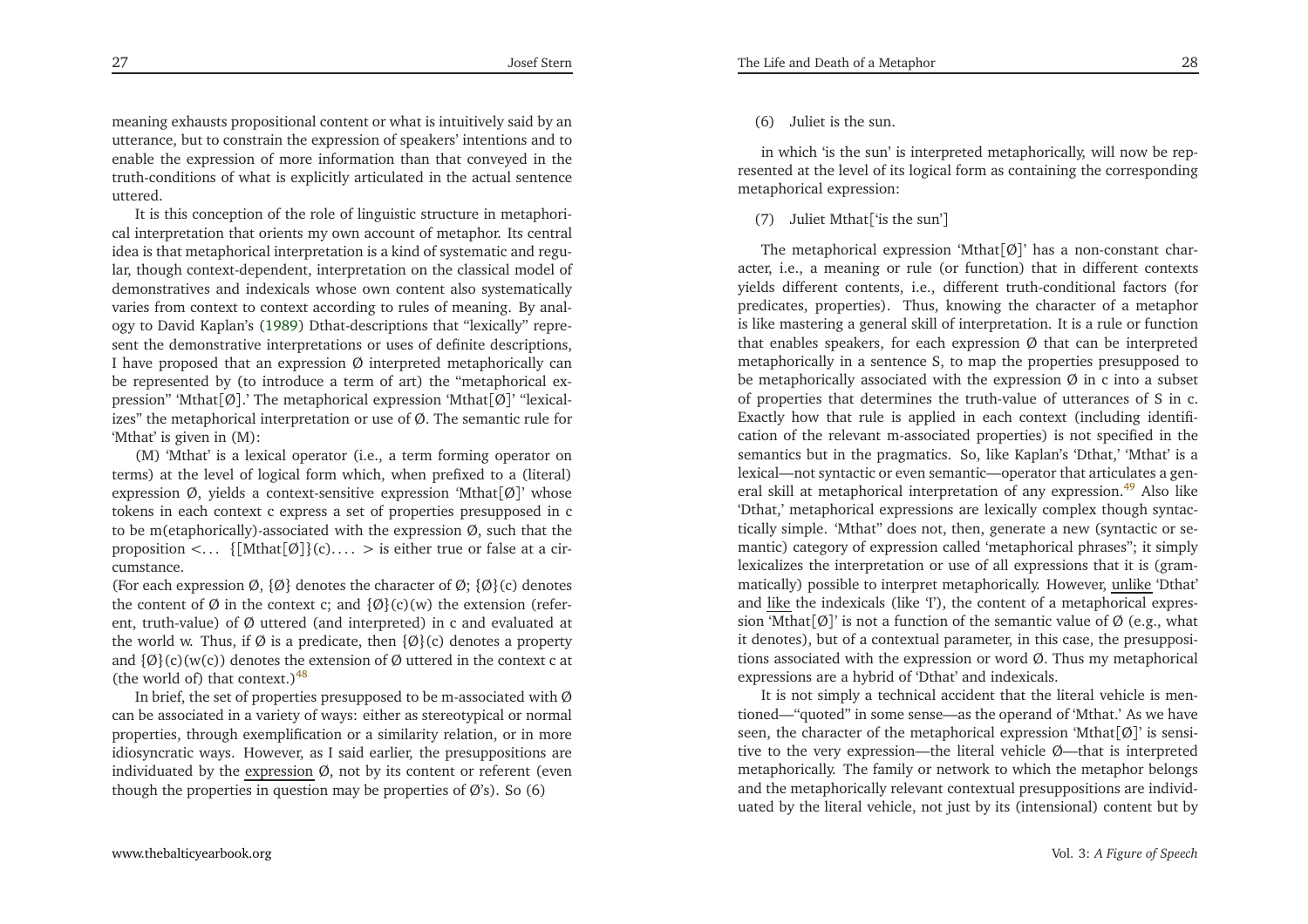meaning exhausts propositional content or what is intuitively said by an utterance, but to constrain the expression of speakers' intentions and to enable the expression of more information than that conveyed in the truth-conditions of what is explicitly articulated in the actual sentence uttered.

It is this conception of the role of linguistic structure in metaphorical interpretation that orients my own account of metaphor. Its central idea is that metaphorical interpretation is a kind of systematic and regular, though context-dependent, interpretation on the classical model of demonstratives and indexicals whose own content also systematically varies from context to context according to rules of meaning. By analogy to David Kaplan's (1989) Dthat-descriptions that "lexically" represent the demonstrative interpretations or uses of definite descriptions, I have proposed that an expression Ø interpreted metaphorically can be represented by (to introduce a term of art) the "metaphorical expression" 'Mthat[Ø].' The metaphorical expression 'Mthat[Ø]' "lexicalizes" the metaphorical interpretation or use of Ø. The semantic rule for 'Mthat' is given in (M):

(M) 'Mthat' is a lexical operator (i.e., a term forming operator on terms) at the level of logical form which, when prefixed to a (literal) expression Ø, yields a context-sensitive expression 'Mthat[Ø]' whose tokens in each context c express a set of properties presupposed in c to be m(etaphorically)-associated with the expression Ø, such that the proposition <... {[Mthat[Ø]}(c).... > is either true or false at a circumstance.

(For each expression Ø, {Ø} denotes the character of Ø; {Ø}(c) denotes the content of Ø in the context c; and {Ø}(c)(w) the extension (referent, truth-value) of Ø uttered (and interpreted) in c and evaluated at the world w. Thus, if Ø is a predicate, then {Ø}(c) denotes a property and {Ø}(c)(w(c)) denotes the extension of Ø uttered in the context c at (the world of) that context.)[48]

In brief, the set of properties presupposed to be m-associated with Ø can be associated in a variety of ways: either as stereotypical or normal properties, through exemplification or a similarity relation, or in more idiosyncratic ways. However, as I said earlier, the presuppositions are individuated by the <u>expression</u> Ø, not by its content or referent (even though the properties in question may be properties of Ø's). So (6)

(6) Juliet is the sun.

in which 'is the sun' is interpreted metaphorically, will now be represented at the level of its logical form as containing the corresponding metaphorical expression:

(7) Juliet Mthat['is the sun']

The metaphorical expression 'Mthat[Ø]' has a non-constant character, i.e., a meaning or rule (or function) that in different contexts yields different contents, i.e., different truth-conditional factors (for predicates, properties). Thus, knowing the character of a metaphor is like mastering a general skill of interpretation. It is a rule or function that enables speakers, for each expression Ø that can be interpreted metaphorically in a sentence S, to map the properties presupposed to be metaphorically associated with the expression Ø in c into a subset of properties that determines the truth-value of utterances of S in c. Exactly how that rule is applied in each context (including identification of the relevant m-associated properties) is not specified in the semantics but in the pragmatics. So, like Kaplan's 'Dthat,' 'Mthat' is a lexical—not syntactic or even semantic—operator that articulates a general skill at metaphorical interpretation of any expression.[49] Also like 'Dthat,' metaphorical expressions are lexically complex though syntactically simple. 'Mthat" does not, then, generate a new (syntactic or semantic) category of expression called 'metaphorical phrases"; it simply lexicalizes the interpretation or use of all expressions that it is (grammatically) possible to interpret metaphorically. However, <u>unlike</u> 'Dthat' and <u>like</u> the indexicals (like 'I'), the content of a metaphorical expression 'Mthat[Ø]' is not a function of the semantic value of Ø (e.g., what it denotes), but of a contextual parameter, in this case, the presuppositions associated with the expression or word Ø. Thus my metaphorical expressions are a hybrid of 'Dthat' and indexicals.

It is not simply a technical accident that the literal vehicle is mentioned—"quoted" in some sense—as the operand of 'Mthat.' As we have seen, the character of the metaphorical expression 'Mthat[Ø]' is sensitive to the very expression—the literal vehicle Ø—that is interpreted metaphorically. The family or network to which the metaphor belongs and the metaphorically relevant contextual presuppositions are individuated by the literal vehicle, not just by its (intensional) content but by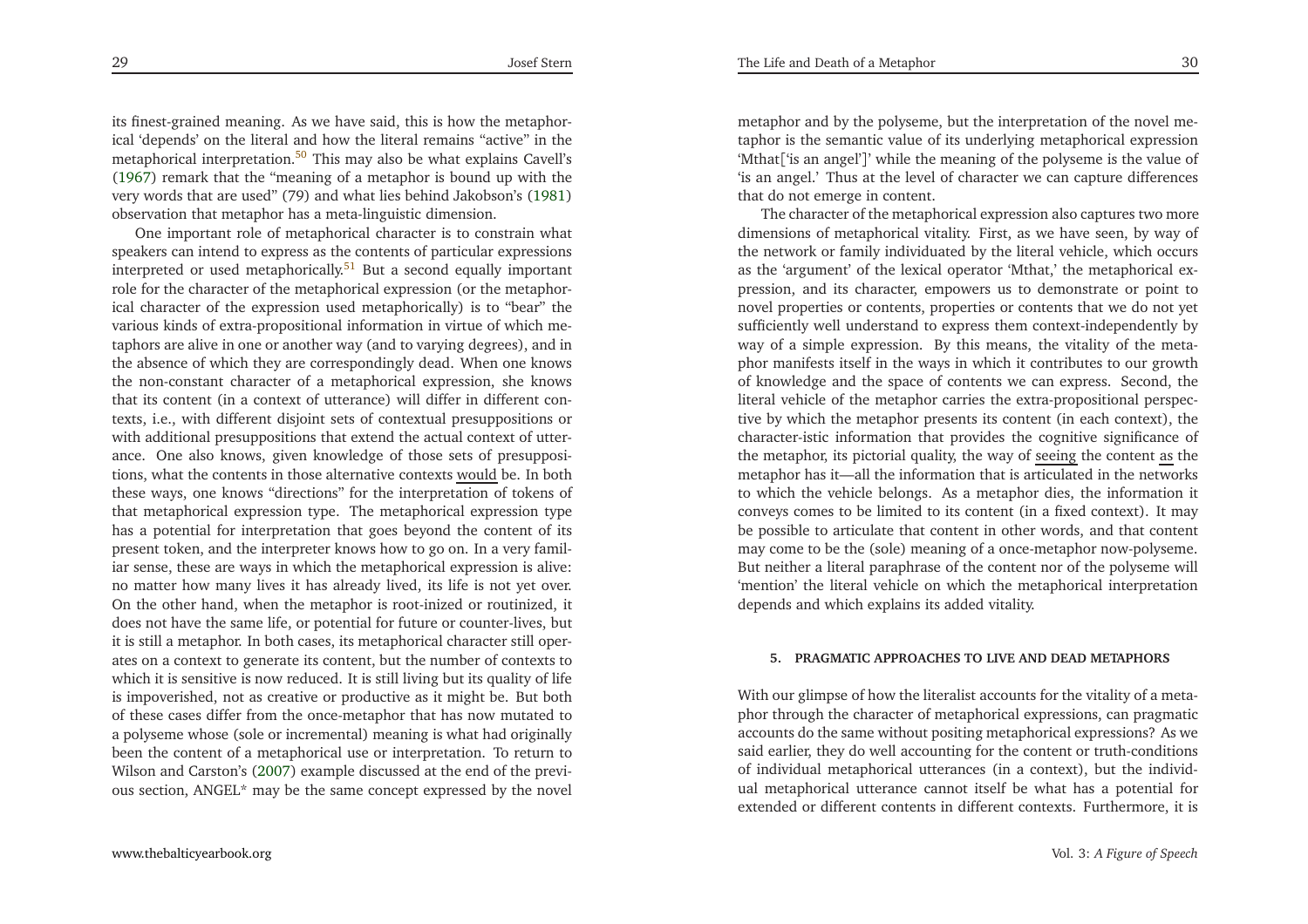its finest-grained meaning. As we have said, this is how the metaphorical 'depends' on the literal and how the literal remains "active" in the metaphorical interpretation.[50] This may also be what explains Cavell's (1967) remark that the "meaning of a metaphor is bound up with the very words that are used" (79) and what lies behind Jakobson's (1981) observation that metaphor has a meta-linguistic dimension.

One important role of metaphorical character is to constrain what speakers can intend to express as the contents of particular expressions interpreted or used metaphorically.[51] But a second equally important role for the character of the metaphorical expression (or the metaphorical character of the expression used metaphorically) is to "bear" the various kinds of extra-propositional information in virtue of which metaphors are alive in one or another way (and to varying degrees), and in the absence of which they are correspondingly dead. When one knows the non-constant character of a metaphorical expression, she knows that its content (in a context of utterance) will differ in different contexts, i.e., with different disjoint sets of contextual presuppositions or with additional presuppositions that extend the actual context of utterance. One also knows, given knowledge of those sets of presuppositions, what the contents in those alternative contexts <u>would</u> be. In both these ways, one knows "directions" for the interpretation of tokens of that metaphorical expression type. The metaphorical expression type has a potential for interpretation that goes beyond the content of its present token, and the interpreter knows how to go on. In a very familiar sense, these are ways in which the metaphorical expression is alive: no matter how many lives it has already lived, its life is not yet over. On the other hand, when the metaphor is root-inized or routinized, it does not have the same life, or potential for future or counter-lives, but it is still a metaphor. In both cases, its metaphorical character still operates on a context to generate its content, but the number of contexts to which it is sensitive is now reduced. It is still living but its quality of life is impoverished, not as creative or productive as it might be. But both of these cases differ from the once-metaphor that has now mutated to a polyseme whose (sole or incremental) meaning is what had originally been the content of a metaphorical use or interpretation. To return to Wilson and Carston's (2007) example discussed at the end of the previous section, ANGEL* may be the same concept expressed by the novel metaphor and by the polyseme, but the interpretation of the novel metaphor is the semantic value of its underlying metaphorical expression 'Mthat['is an angel']' while the meaning of the polyseme is the value of 'is an angel.' Thus at the level of character we can capture differences that do not emerge in content.

The character of the metaphorical expression also captures two more dimensions of metaphorical vitality. First, as we have seen, by way of the network or family individuated by the literal vehicle, which occurs as the 'argument' of the lexical operator 'Mthat,' the metaphorical expression, and its character, empowers us to demonstrate or point to novel properties or contents, properties or contents that we do not yet sufficiently well understand to express them context-independently by way of a simple expression. By this means, the vitality of the metaphor manifests itself in the ways in which it contributes to our growth of knowledge and the space of contents we can express. Second, the literal vehicle of the metaphor carries the extra-propositional perspective by which the metaphor presents its content (in each context), the character-istic information that provides the cognitive significance of the metaphor, its pictorial quality, the way of <u>seeing</u> the content <u>as</u> the metaphor has it—all the information that is articulated in the networks to which the vehicle belongs. As a metaphor dies, the information it conveys comes to be limited to its content (in a fixed context). It may be possible to articulate that content in other words, and that content may come to be the (sole) meaning of a once-metaphor now-polyseme. But neither a literal paraphrase of the content nor of the polyseme will 'mention' the literal vehicle on which the metaphorical interpretation depends and which explains its added vitality.

### 5. PRAGMATIC APPROACHES TO LIVE AND DEAD METAPHORS

With our glimpse of how the literalist accounts for the vitality of a metaphor through the character of metaphorical expressions, can pragmatic accounts do the same without positing metaphorical expressions? As we said earlier, they do well accounting for the content or truth-conditions of individual metaphorical utterances (in a context), but the individual metaphorical utterance cannot itself be what has a potential for extended or different contents in different contexts. Furthermore, it is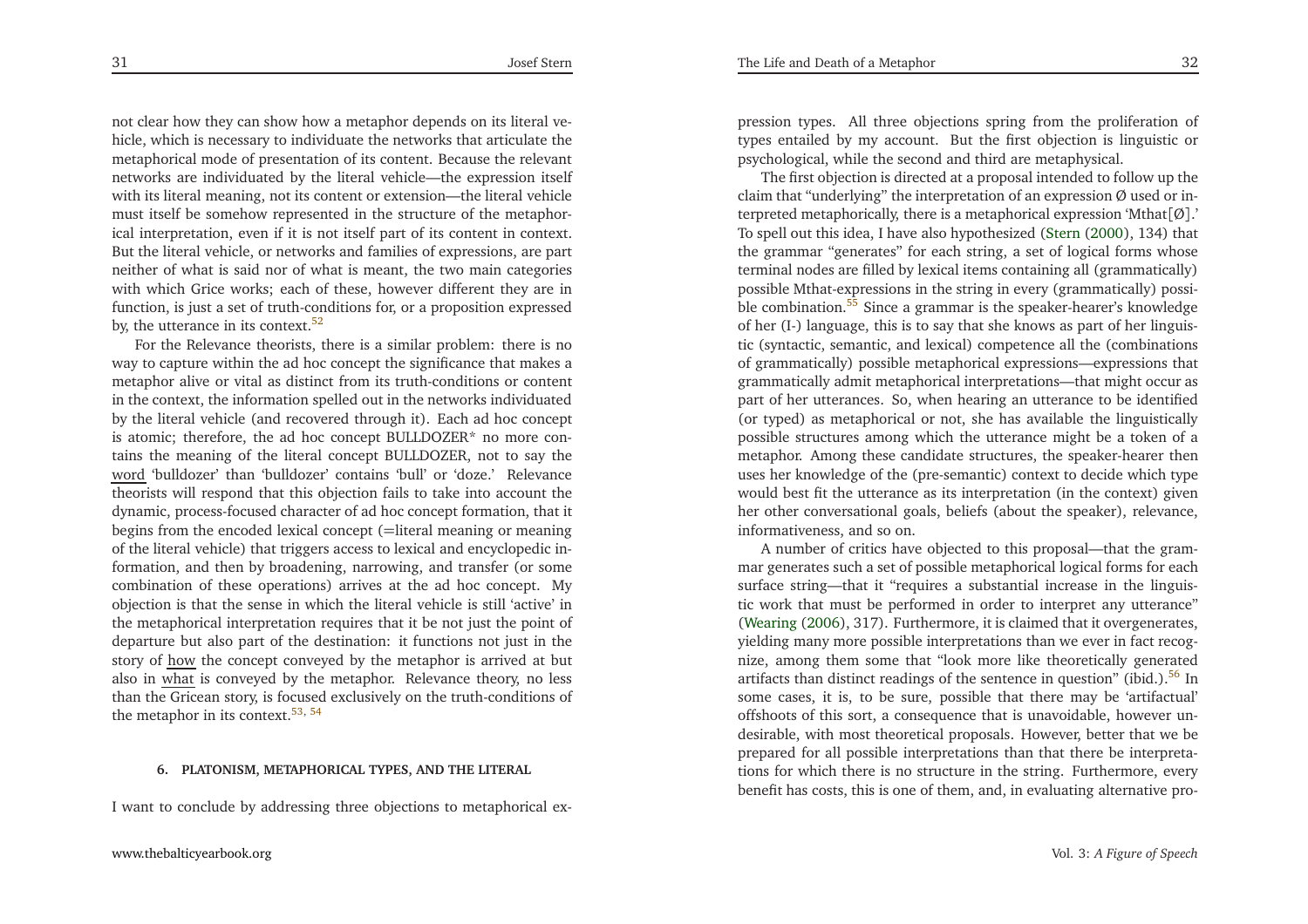not clear how they can show how a metaphor depends on its literal vehicle, which is necessary to individuate the networks that articulate the metaphorical mode of presentation of its content. Because the relevant networks are individuated by the literal vehicle—the expression itself with its literal meaning, not its content or extension—the literal vehicle must itself be somehow represented in the structure of the metaphorical interpretation, even if it is not itself part of its content in context. But the literal vehicle, or networks and families of expressions, are part neither of what is said nor of what is meant, the two main categories with which Grice works; each of these, however different they are in function, is just a set of truth-conditions for, or a proposition expressed by, the utterance in its context.[52]

For the Relevance theorists, there is a similar problem: there is no way to capture within the ad hoc concept the significance that makes a metaphor alive or vital as distinct from its truth-conditions or content in the context, the information spelled out in the networks individuated by the literal vehicle (and recovered through it). Each ad hoc concept is atomic; therefore, the ad hoc concept BULLDOZER* no more contains the meaning of the literal concept BULLDOZER, not to say the word 'bulldozer' than 'bulldozer' contains 'bull' or 'doze.' Relevance theorists will respond that this objection fails to take into account the dynamic, process-focused character of ad hoc concept formation, that it begins from the encoded lexical concept (=literal meaning or meaning of the literal vehicle) that triggers access to lexical and encyclopedic information, and then by broadening, narrowing, and transfer (or some combination of these operations) arrives at the ad hoc concept. My objection is that the sense in which the literal vehicle is still 'active' in the metaphorical interpretation requires that it be not just the point of departure but also part of the destination: it functions not just in the story of how the concept conveyed by the metaphor is arrived at but also in what is conveyed by the metaphor. Relevance theory, no less than the Gricean story, is focused exclusively on the truth-conditions of the metaphor in its context.[53, 54]

### 6. PLATONISM, METAPHORICAL TYPES, AND THE LITERAL

I want to conclude by addressing three objections to metaphorical expression types. All three objections spring from the proliferation of types entailed by my account. But the first objection is linguistic or psychological, while the second and third are metaphysical.

The first objection is directed at a proposal intended to follow up the claim that "underlying" the interpretation of an expression Ø used or interpreted metaphorically, there is a metaphorical expression 'Mthat[Ø].' To spell out this idea, I have also hypothesized (Stern (2000), 134) that the grammar "generates" for each string, a set of logical forms whose terminal nodes are filled by lexical items containing all (grammatically) possible Mthat-expressions in the string in every (grammatically) possible combination.[55] Since a grammar is the speaker-hearer's knowledge of her (I-) language, this is to say that she knows as part of her linguistic (syntactic, semantic, and lexical) competence all the (combinations of grammatically) possible metaphorical expressions—expressions that grammatically admit metaphorical interpretations—that might occur as part of her utterances. So, when hearing an utterance to be identified (or typed) as metaphorical or not, she has available the linguistically possible structures among which the utterance might be a token of a metaphor. Among these candidate structures, the speaker-hearer then uses her knowledge of the (pre-semantic) context to decide which type would best fit the utterance as its interpretation (in the context) given her other conversational goals, beliefs (about the speaker), relevance, informativeness, and so on.

A number of critics have objected to this proposal—that the grammar generates such a set of possible metaphorical logical forms for each surface string—that it "requires a substantial increase in the linguistic work that must be performed in order to interpret any utterance" (Wearing (2006), 317). Furthermore, it is claimed that it overgenerates, yielding many more possible interpretations than we ever in fact recognize, among them some that "look more like theoretically generated artifacts than distinct readings of the sentence in question" (ibid.).[56] In some cases, it is, to be sure, possible that there may be 'artifactual' offshoots of this sort, a consequence that is unavoidable, however undesirable, with most theoretical proposals. However, better that we be prepared for all possible interpretations than that there be interpretations for which there is no structure in the string. Furthermore, every benefit has costs, this is one of them, and, in evaluating alternative pro-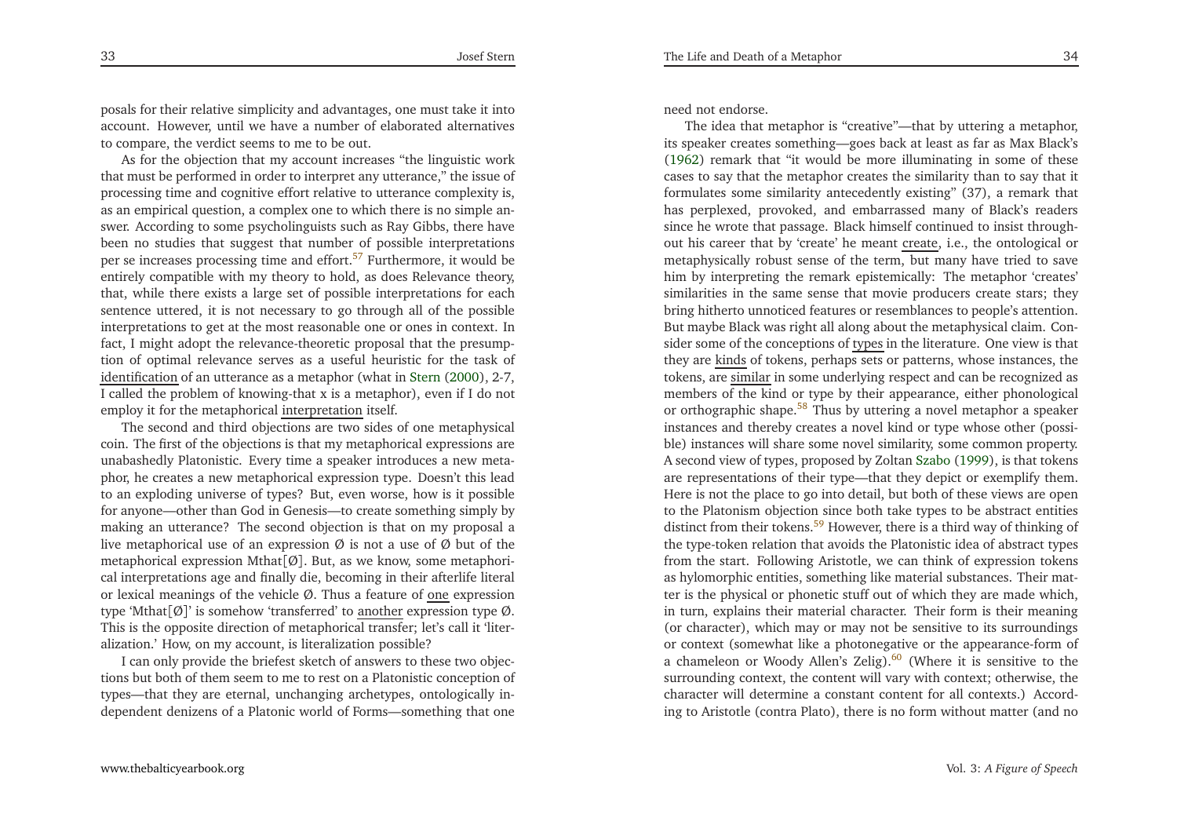posals for their relative simplicity and advantages, one must take it into account. However, until we have a number of elaborated alternatives to compare, the verdict seems to me to be out.

As for the objection that my account increases "the linguistic work that must be performed in order to interpret any utterance," the issue of processing time and cognitive effort relative to utterance complexity is, as an empirical question, a complex one to which there is no simple answer. According to some psycholinguists such as Ray Gibbs, there have been no studies that suggest that number of possible interpretations per se increases processing time and effort.[57] Furthermore, it would be entirely compatible with my theory to hold, as does Relevance theory, that, while there exists a large set of possible interpretations for each sentence uttered, it is not necessary to go through all of the possible interpretations to get at the most reasonable one or ones in context. In fact, I might adopt the relevance-theoretic proposal that the presumption of optimal relevance serves as a useful heuristic for the task of identification of an utterance as a metaphor (what in Stern (2000), 2-7, I called the problem of knowing-that x is a metaphor), even if I do not employ it for the metaphorical interpretation itself.

The second and third objections are two sides of one metaphysical coin. The first of the objections is that my metaphorical expressions are unabashedly Platonistic. Every time a speaker introduces a new metaphor, he creates a new metaphorical expression type. Doesn't this lead to an exploding universe of types? But, even worse, how is it possible for anyone—other than God in Genesis—to create something simply by making an utterance? The second objection is that on my proposal a live metaphorical use of an expression Ø is not a use of Ø but of the metaphorical expression Mthat[Ø]. But, as we know, some metaphorical interpretations age and finally die, becoming in their afterlife literal or lexical meanings of the vehicle Ø. Thus a feature of one expression type 'Mthat[Ø]' is somehow 'transferred' to another expression type Ø. This is the opposite direction of metaphorical transfer; let's call it 'literalization.' How, on my account, is literalization possible?

I can only provide the briefest sketch of answers to these two objections but both of them seem to me to rest on a Platonistic conception of types—that they are eternal, unchanging archetypes, ontologically independent denizens of a Platonic world of Forms—something that one need not endorse.

The idea that metaphor is "creative"—that by uttering a metaphor, its speaker creates something—goes back at least as far as Max Black's (1962) remark that "it would be more illuminating in some of these cases to say that the metaphor creates the similarity than to say that it formulates some similarity antecedently existing" (37), a remark that has perplexed, provoked, and embarrassed many of Black's readers since he wrote that passage. Black himself continued to insist throughout his career that by 'create' he meant create, i.e., the ontological or metaphysically robust sense of the term, but many have tried to save him by interpreting the remark epistemically: The metaphor 'creates' similarities in the same sense that movie producers create stars; they bring hitherto unnoticed features or resemblances to people's attention. But maybe Black was right all along about the metaphysical claim. Consider some of the conceptions of types in the literature. One view is that they are kinds of tokens, perhaps sets or patterns, whose instances, the tokens, are similar in some underlying respect and can be recognized as members of the kind or type by their appearance, either phonological or orthographic shape.[58] Thus by uttering a novel metaphor a speaker instances and thereby creates a novel kind or type whose other (possible) instances will share some novel similarity, some common property. A second view of types, proposed by Zoltan Szabo (1999), is that tokens are representations of their type—that they depict or exemplify them. Here is not the place to go into detail, but both of these views are open to the Platonism objection since both take types to be abstract entities distinct from their tokens.[59] However, there is a third way of thinking of the type-token relation that avoids the Platonistic idea of abstract types from the start. Following Aristotle, we can think of expression tokens as hylomorphic entities, something like material substances. Their matter is the physical or phonetic stuff out of which they are made which, in turn, explains their material character. Their form is their meaning (or character), which may or may not be sensitive to its surroundings or context (somewhat like a photonegative or the appearance-form of a chameleon or Woody Allen's Zelig).[60] (Where it is sensitive to the surrounding context, the content will vary with context; otherwise, the character will determine a constant content for all contexts.) According to Aristotle (contra Plato), there is no form without matter (and no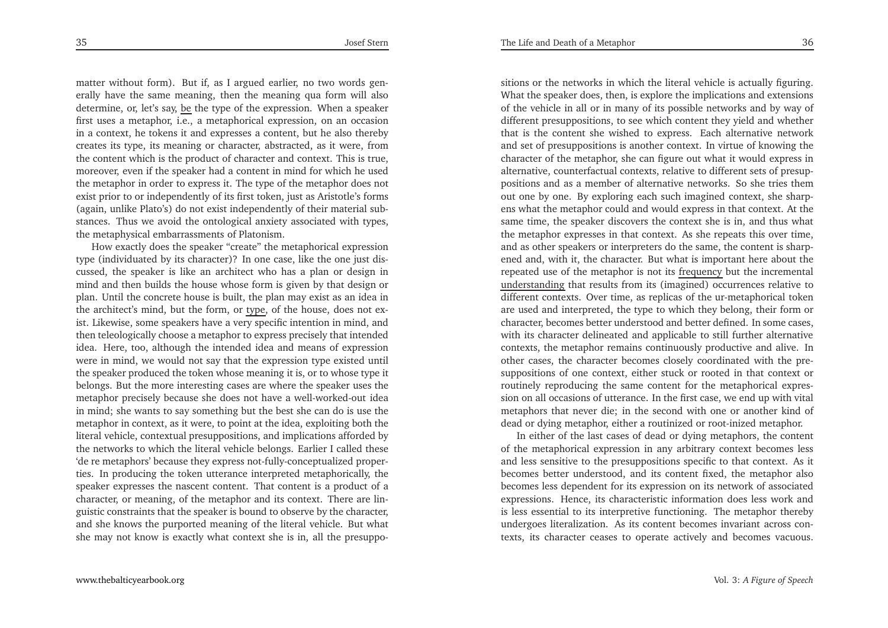matter without form). But if, as I argued earlier, no two words generally have the same meaning, then the meaning qua form will also determine, or, let's say, be the type of the expression. When a speaker first uses a metaphor, i.e., a metaphorical expression, on an occasion in a context, he tokens it and expresses a content, but he also thereby creates its type, its meaning or character, abstracted, as it were, from the content which is the product of character and context. This is true, moreover, even if the speaker had a content in mind for which he used the metaphor in order to express it. The type of the metaphor does not exist prior to or independently of its first token, just as Aristotle's forms (again, unlike Plato's) do not exist independently of their material substances. Thus we avoid the ontological anxiety associated with types, the metaphysical embarrassments of Platonism.

How exactly does the speaker "create" the metaphorical expression type (individuated by its character)? In one case, like the one just discussed, the speaker is like an architect who has a plan or design in mind and then builds the house whose form is given by that design or plan. Until the concrete house is built, the plan may exist as an idea in the architect's mind, but the form, or type, of the house, does not exist. Likewise, some speakers have a very specific intention in mind, and then teleologically choose a metaphor to express precisely that intended idea. Here, too, although the intended idea and means of expression were in mind, we would not say that the expression type existed until the speaker produced the token whose meaning it is, or to whose type it belongs. But the more interesting cases are where the speaker uses the metaphor precisely because she does not have a well-worked-out idea in mind; she wants to say something but the best she can do is use the metaphor in context, as it were, to point at the idea, exploiting both the literal vehicle, contextual presuppositions, and implications afforded by the networks to which the literal vehicle belongs. Earlier I called these 'de re metaphors' because they express not-fully-conceptualized properties. In producing the token utterance interpreted metaphorically, the speaker expresses the nascent content. That content is a product of a character, or meaning, of the metaphor and its context. There are linguistic constraints that the speaker is bound to observe by the character, and she knows the purported meaning of the literal vehicle. But what she may not know is exactly what context she is in, all the presuppositions or the networks in which the literal vehicle is actually figuring. What the speaker does, then, is explore the implications and extensions of the vehicle in all or in many of its possible networks and by way of different presuppositions, to see which content they yield and whether that is the content she wished to express. Each alternative network and set of presuppositions is another context. In virtue of knowing the character of the metaphor, she can figure out what it would express in alternative, counterfactual contexts, relative to different sets of presuppositions and as a member of alternative networks. So she tries them out one by one. By exploring each such imagined context, she sharpens what the metaphor could and would express in that context. At the same time, the speaker discovers the context she is in, and thus what the metaphor expresses in that context. As she repeats this over time, and as other speakers or interpreters do the same, the content is sharpened and, with it, the character. But what is important here about the repeated use of the metaphor is not its frequency but the incremental understanding that results from its (imagined) occurrences relative to different contexts. Over time, as replicas of the ur-metaphorical token are used and interpreted, the type to which they belong, their form or character, becomes better understood and better defined. In some cases, with its character delineated and applicable to still further alternative contexts, the metaphor remains continuously productive and alive. In other cases, the character becomes closely coordinated with the presuppositions of one context, either stuck or rooted in that context or routinely reproducing the same content for the metaphorical expression on all occasions of utterance. In the first case, we end up with vital metaphors that never die; in the second with one or another kind of dead or dying metaphor, either a routinized or root-inized metaphor.

In either of the last cases of dead or dying metaphors, the content of the metaphorical expression in any arbitrary context becomes less and less sensitive to the presuppositions specific to that context. As it becomes better understood, and its content fixed, the metaphor also becomes less dependent for its expression on its network of associated expressions. Hence, its characteristic information does less work and is less essential to its interpretive functioning. The metaphor thereby undergoes literalization. As its content becomes invariant across contexts, its character ceases to operate actively and becomes vacuous.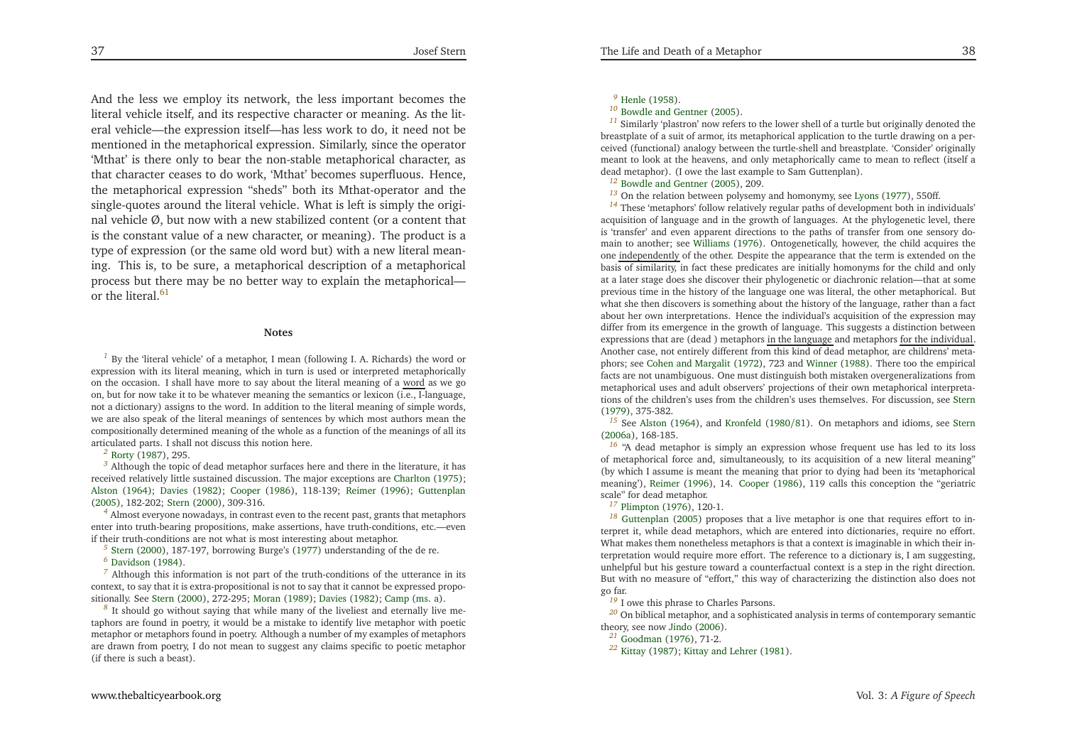And the less we employ its network, the less important becomes the literal vehicle itself, and its respective character or meaning. As the literal vehicle—the expression itself—has less work to do, it need not be mentioned in the metaphorical expression. Similarly, since the operator 'Mthat' is there only to bear the non-stable metaphorical character, as that character ceases to do work, 'Mthat' becomes superfluous. Hence, the metaphorical expression "sheds" both its Mthat-operator and the single-quotes around the literal vehicle. What is left is simply the original vehicle Ø, but now with a new stabilized content (or a content that is the constant value of a new character, or meaning). The product is a type of expression (or the same old word but) with a new literal meaning. This is, to be sure, a metaphorical description of a metaphorical process but there may be no better way to explain the metaphorical—or the literal.[61]

## Notes

[1] By the 'literal vehicle' of a metaphor, I mean (following I. A. Richards) the word or expression with its literal meaning, which in turn is used or interpreted metaphorically on the occasion. I shall have more to say about the literal meaning of a word as we go on, but for now take it to be whatever meaning the semantics or lexicon (i.e., I-language, not a dictionary) assigns to the word. In addition to the literal meaning of simple words, we are also speak of the literal meanings of sentences by which most authors mean the compositionally determined meaning of the whole as a function of the meanings of all its articulated parts. I shall not discuss this notion here.

[2] Rorty (1987), 295.

[3] Although the topic of dead metaphor surfaces here and there in the literature, it has received relatively little sustained discussion. The major exceptions are Charlton (1975); Alston (1964); Davies (1982); Cooper (1986), 118-139; Reimer (1996); Guttenplan (2005), 182-202; Stern (2000), 309-316.

[4] Almost everyone nowadays, in contrast even to the recent past, grants that metaphors enter into truth-bearing propositions, make assertions, have truth-conditions, etc.—even if their truth-conditions are not what is most interesting about metaphor.

[5] Stern (2000), 187-197, borrowing Burge's (1977) understanding of the de re.

[6] Davidson (1984).

[7] Although this information is not part of the truth-conditions of the utterance in its context, to say that it is extra-propositional is not to say that it cannot be expressed propositionally. See Stern (2000), 272-295; Moran (1989); Davies (1982); Camp (ms. a).

[8] It should go without saying that while many of the liveliest and eternally live metaphors are found in poetry, it would be a mistake to identify live metaphor with poetic metaphor or metaphors found in poetry. Although a number of my examples of metaphors are drawn from poetry, I do not mean to suggest any claims specific to poetic metaphor (if there is such a beast).

[9] Henle (1958).

[10] Bowdle and Gentner (2005).

[11] Similarly 'plastron' now refers to the lower shell of a turtle but originally denoted the breastplate of a suit of armor, its metaphorical application to the turtle drawing on a perceived (functional) analogy between the turtle-shell and breastplate. 'Consider' originally meant to look at the heavens, and only metaphorically came to mean to reflect (itself a dead metaphor). (I owe the last example to Sam Guttenplan).

[12] Bowdle and Gentner (2005), 209.

[13] On the relation between polysemy and homonymy, see Lyons (1977), 550ff.

[14] These 'metaphors' follow relatively regular paths of development both in individuals' acquisition of language and in the growth of languages. At the phylogenetic level, there is 'transfer' and even apparent directions to the paths of transfer from one sensory domain to another; see Williams (1976). Ontogenetically, however, the child acquires the one independently of the other. Despite the appearance that the term is extended on the basis of similarity, in fact these predicates are initially homonyms for the child and only at a later stage does she discover their phylogenetic or diachronic relation—that at some previous time in the history of the language one was literal, the other metaphorical. But what she then discovers is something about the history of the language, rather than a fact about her own interpretations. Hence the individual's acquisition of the expression may differ from its emergence in the growth of language. This suggests a distinction between expressions that are (dead ) metaphors in the language and metaphors for the individual. Another case, not entirely different from this kind of dead metaphor, are childrens' metaphors; see Cohen and Margalit (1972), 723 and Winner (1988). There too the empirical facts are not unambiguous. One must distinguish both mistaken overgeneralizations from metaphorical uses and adult observers' projections of their own metaphorical interpretations of the children's uses from the children's uses themselves. For discussion, see Stern (1979), 375-382.

[15] See Alston (1964), and Kronfeld (1980/81). On metaphors and idioms, see Stern (2006a), 168-185.

[16] "A dead metaphor is simply an expression whose frequent use has led to its loss of metaphorical force and, simultaneously, to its acquisition of a new literal meaning" (by which I assume is meant the meaning that prior to dying had been its 'metaphorical meaning'), Reimer (1996), 14. Cooper (1986), 119 calls this conception the "geriatric scale" for dead metaphor.

[17] Plimpton (1976), 120-1.

[18] Guttenplan (2005) proposes that a live metaphor is one that requires effort to interpret it, while dead metaphors, which are entered into dictionaries, require no effort. What makes them nonetheless metaphors is that a context is imaginable in which their interpretation would require more effort. The reference to a dictionary is, I am suggesting, unhelpful but his gesture toward a counterfactual context is a step in the right direction. But with no measure of "effort," this way of characterizing the distinction also does not go far.

[19] I owe this phrase to Charles Parsons.

[20] On biblical metaphor, and a sophisticated analysis in terms of contemporary semantic theory, see now Jindo (2006).

[21] Goodman (1976), 71-2.

[22] Kittay (1987); Kittay and Lehrer (1981).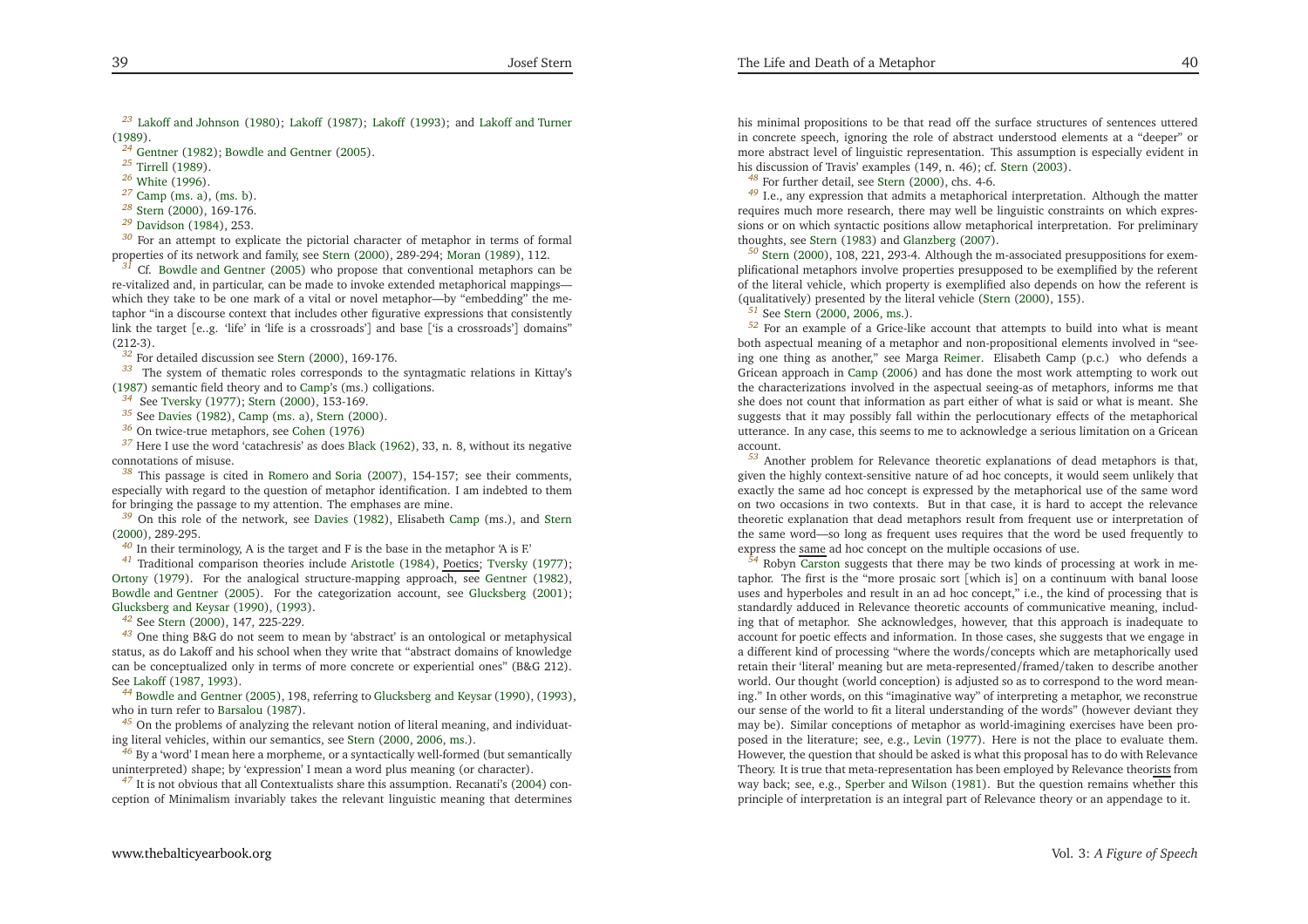[23] Lakoff and Johnson (1980); Lakoff (1987); Lakoff (1993); and Lakoff and Turner (1989).

[24] Gentner (1982); Bowdle and Gentner (2005).

[25] Tirrell (1989).

[26] White (1996).

[27] Camp (ms. a), (ms. b).

[28] Stern (2000), 169-176.

[29] Davidson (1984), 253.

[30] For an attempt to explicate the pictorial character of metaphor in terms of formal properties of its network and family, see Stern (2000), 289-294; Moran (1989), 112.

[31] Cf. Bowdle and Gentner (2005) who propose that conventional metaphors can be re-vitalized and, in particular, can be made to invoke extended metaphorical mappings—which they take to be one mark of a vital or novel metaphor—by "embedding" the metaphor "in a discourse context that includes other figurative expressions that consistently link the target [e..g. 'life' in 'life is a crossroads'] and base ['is a crossroads'] domains" (212-3).

[32] For detailed discussion see Stern (2000), 169-176.

[33] The system of thematic roles corresponds to the syntagmatic relations in Kittay's (1987) semantic field theory and to Camp's (ms.) colligations.

[34] See Tversky (1977); Stern (2000), 153-169.

[35] See Davies (1982), Camp (ms. a), Stern (2000).

[36] On twice-true metaphors, see Cohen (1976)

[37] Here I use the word 'catachresis' as does Black (1962), 33, n. 8, without its negative connotations of misuse.

[38] This passage is cited in Romero and Soria (2007), 154-157; see their comments, especially with regard to the question of metaphor identification. I am indebted to them for bringing the passage to my attention. The emphases are mine.

[39] On this role of the network, see Davies (1982), Elisabeth Camp (ms.), and Stern (2000), 289-295.

[40] In their terminology, A is the target and F is the base in the metaphor 'A is F.'

[41] Traditional comparison theories include Aristotle (1984), Poetics; Tversky (1977); Ortony (1979). For the analogical structure-mapping approach, see Gentner (1982), Bowdle and Gentner (2005). For the categorization account, see Glucksberg (2001); Glucksberg and Keysar (1990), (1993).

[42] See Stern (2000), 147, 225-229.

[43] One thing B&G do not seem to mean by 'abstract' is an ontological or metaphysical status, as do Lakoff and his school when they write that "abstract domains of knowledge can be conceptualized only in terms of more concrete or experiential ones" (B&G 212). See Lakoff (1987, 1993).

[44] Bowdle and Gentner (2005), 198, referring to Glucksberg and Keysar (1990), (1993), who in turn refer to Barsalou (1987).

[45] On the problems of analyzing the relevant notion of literal meaning, and individuating literal vehicles, within our semantics, see Stern (2000, 2006, ms.).

[46] By a 'word' I mean here a morpheme, or a syntactically well-formed (but semantically uninterpreted) shape; by 'expression' I mean a word plus meaning (or character).

[47] It is not obvious that all Contextualists share this assumption. Recanati's (2004) conception of Minimalism invariably takes the relevant linguistic meaning that determines his minimal propositions to be that read off the surface structures of sentences uttered in concrete speech, ignoring the role of abstract understood elements at a "deeper" or more abstract level of linguistic representation. This assumption is especially evident in his discussion of Travis' examples (149, n. 46); cf. Stern (2003).

[48] For further detail, see Stern (2000), chs. 4-6.

[49] I.e., any expression that admits a metaphorical interpretation. Although the matter requires much more research, there may well be linguistic constraints on which expressions or on which syntactic positions allow metaphorical interpretation. For preliminary thoughts, see Stern (1983) and Glanzberg (2007).

[50] Stern (2000), 108, 221, 293-4. Although the m-associated presuppositions for exemplificational metaphors involve properties presupposed to be exemplified by the referent of the literal vehicle, which property is exemplified also depends on how the referent is (qualitatively) presented by the literal vehicle (Stern (2000), 155).

[51] See Stern (2000, 2006, ms.).

[52] For an example of a Grice-like account that attempts to build into what is meant both aspectual meaning of a metaphor and non-propositional elements involved in "seeing one thing as another," see Marga Reimer. Elisabeth Camp (p.c.) who defends a Gricean approach in Camp (2006) and has done the most work attempting to work out the characterizations involved in the aspectual seeing-as of metaphors, informs me that she does not count that information as part either of what is said or what is meant. She suggests that it may possibly fall within the perlocutionary effects of the metaphorical utterance. In any case, this seems to me to acknowledge a serious limitation on a Gricean account.

[53] Another problem for Relevance theoretic explanations of dead metaphors is that, given the highly context-sensitive nature of ad hoc concepts, it would seem unlikely that exactly the same ad hoc concept is expressed by the metaphorical use of the same word on two occasions in two contexts. But in that case, it is hard to accept the relevance theoretic explanation that dead metaphors result from frequent use or interpretation of the same word—so long as frequent uses requires that the word be used frequently to express the same ad hoc concept on the multiple occasions of use.

[54] Robyn Carston suggests that there may be two kinds of processing at work in metaphor. The first is the "more prosaic sort [which is] on a continuum with banal loose uses and hyperboles and result in an ad hoc concept," i.e., the kind of processing that is standardly adduced in Relevance theoretic accounts of communicative meaning, including that of metaphor. She acknowledges, however, that this approach is inadequate to account for poetic effects and information. In those cases, she suggests that we engage in a different kind of processing "where the words/concepts which are metaphorically used retain their 'literal' meaning but are meta-represented/framed/taken to describe another world. Our thought (world conception) is adjusted so as to correspond to the word meaning." In other words, on this "imaginative way" of interpreting a metaphor, we reconstrue our sense of the world to fit a literal understanding of the words" (however deviant they may be). Similar conceptions of metaphor as world-imagining exercises have been proposed in the literature; see, e.g., Levin (1977). Here is not the place to evaluate them. However, the question that should be asked is what this proposal has to do with Relevance Theory. It is true that meta-representation has been employed by Relevance theorists from way back; see, e.g., Sperber and Wilson (1981). But the question remains whether this principle of interpretation is an integral part of Relevance theory or an appendage to it.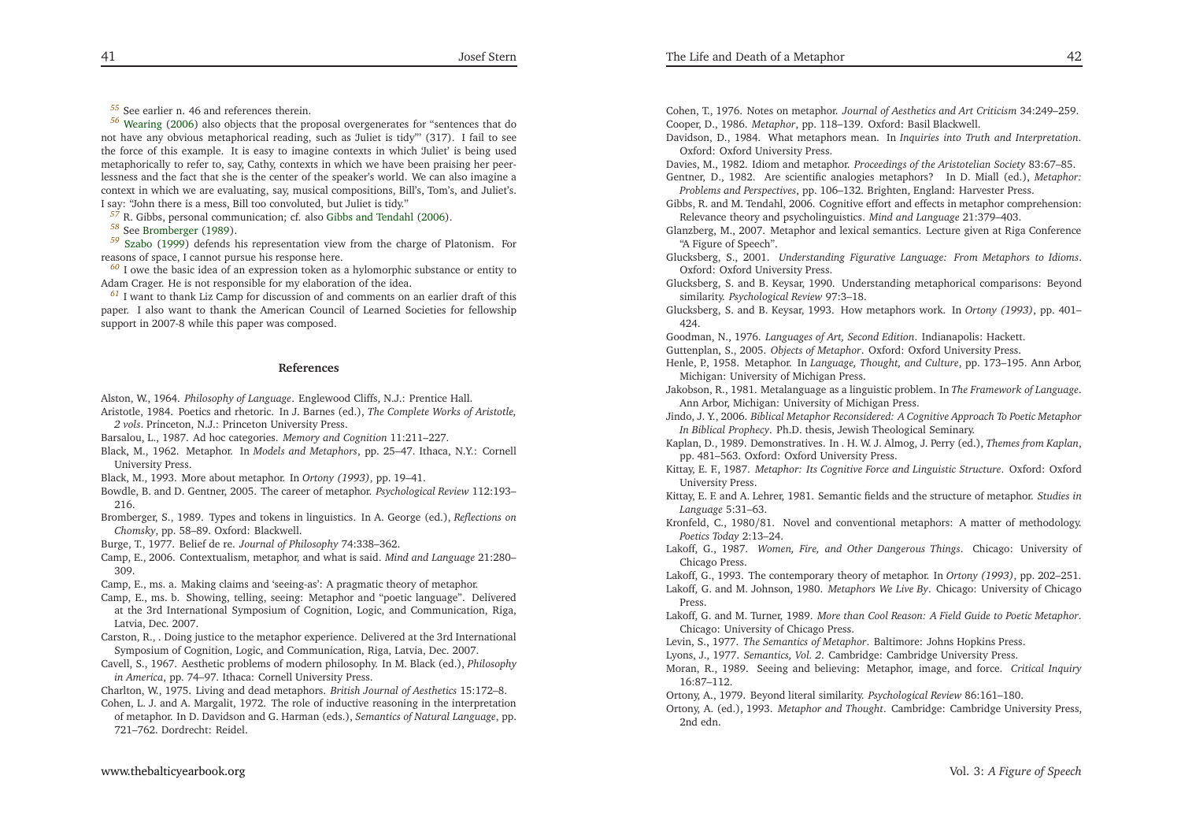[55] See earlier n. 46 and references therein.

[56] Wearing (2006) also objects that the proposal overgenerates for "sentences that do not have any obvious metaphorical reading, such as 'Juliet is tidy'" (317). I fail to see the force of this example. It is easy to imagine contexts in which 'Juliet' is being used metaphorically to refer to, say, Cathy, contexts in which we have been praising her peerlessness and the fact that she is the center of the speaker's world. We can also imagine a context in which we are evaluating, say, musical compositions, Bill's, Tom's, and Juliet's. I say: "John there is a mess, Bill too convoluted, but Juliet is tidy."

[57] R. Gibbs, personal communication; cf. also Gibbs and Tendahl (2006).

[58] See Bromberger (1989).

[59] Szabo (1999) defends his representation view from the charge of Platonism. For reasons of space, I cannot pursue his response here.

[60] I owe the basic idea of an expression token as a hylomorphic substance or entity to Adam Crager. He is not responsible for my elaboration of the idea.

[61] I want to thank Liz Camp for discussion of and comments on an earlier draft of this paper. I also want to thank the American Council of Learned Societies for fellowship support in 2007-8 while this paper was composed.

## References

Alston, W., 1964. *Philosophy of Language*. Englewood Cliffs, N.J.: Prentice Hall.

Aristotle, 1984. Poetics and rhetoric. In J. Barnes (ed.), *The Complete Works of Aristotle, 2 vols*. Princeton, N.J.: Princeton University Press.

Barsalou, L., 1987. Ad hoc categories. *Memory and Cognition* 11:211–227.

Black, M., 1962. Metaphor. In *Models and Metaphors*, pp. 25–47. Ithaca, N.Y.: Cornell University Press.

Black, M., 1993. More about metaphor. In *Ortony (1993)*, pp. 19–41.

Bowdle, B. and D. Gentner, 2005. The career of metaphor. *Psychological Review* 112:193–216.

Bromberger, S., 1989. Types and tokens in linguistics. In A. George (ed.), *Reflections on Chomsky*, pp. 58–89. Oxford: Blackwell.

Burge, T., 1977. Belief de re. *Journal of Philosophy* 74:338–362.

Camp, E., 2006. Contextualism, metaphor, and what is said. *Mind and Language* 21:280–309.

Camp, E., ms. a. Making claims and 'seeing-as': A pragmatic theory of metaphor.

Camp, E., ms. b. Showing, telling, seeing: Metaphor and "poetic language". Delivered at the 3rd International Symposium of Cognition, Logic, and Communication, Riga, Latvia, Dec. 2007.

Carston, R., . Doing justice to the metaphor experience. Delivered at the 3rd International Symposium of Cognition, Logic, and Communication, Riga, Latvia, Dec. 2007.

Cavell, S., 1967. Aesthetic problems of modern philosophy. In M. Black (ed.), *Philosophy in America*, pp. 74–97. Ithaca: Cornell University Press.

Charlton, W., 1975. Living and dead metaphors. *British Journal of Aesthetics* 15:172–8.

Cohen, L. J. and A. Margalit, 1972. The role of inductive reasoning in the interpretation of metaphor. In D. Davidson and G. Harman (eds.), *Semantics of Natural Language*, pp. 721–762. Dordrecht: Reidel.

Cohen, T., 1976. Notes on metaphor. *Journal of Aesthetics and Art Criticism* 34:249–259.

Cooper, D., 1986. *Metaphor*, pp. 118–139. Oxford: Basil Blackwell.

Davidson, D., 1984. What metaphors mean. In *Inquiries into Truth and Interpretation*. Oxford: Oxford University Press.

Davies, M., 1982. Idiom and metaphor. *Proceedings of the Aristotelian Society* 83:67–85.

Gentner, D., 1982. Are scientific analogies metaphors? In D. Miall (ed.), *Metaphor: Problems and Perspectives*, pp. 106–132. Brighten, England: Harvester Press.

Gibbs, R. and M. Tendahl, 2006. Cognitive effort and effects in metaphor comprehension: Relevance theory and psycholinguistics. *Mind and Language* 21:379–403.

Glanzberg, M., 2007. Metaphor and lexical semantics. Lecture given at Riga Conference "A Figure of Speech".

Glucksberg, S., 2001. *Understanding Figurative Language: From Metaphors to Idioms*. Oxford: Oxford University Press.

Glucksberg, S. and B. Keysar, 1990. Understanding metaphorical comparisons: Beyond similarity. *Psychological Review* 97:3–18.

Glucksberg, S. and B. Keysar, 1993. How metaphors work. In *Ortony (1993)*, pp. 401–424.

Goodman, N., 1976. *Languages of Art, Second Edition*. Indianapolis: Hackett.

Guttenplan, S., 2005. *Objects of Metaphor*. Oxford: Oxford University Press.

Henle, P., 1958. Metaphor. In *Language, Thought, and Culture*, pp. 173–195. Ann Arbor, Michigan: University of Michigan Press.

Jakobson, R., 1981. Metalanguage as a linguistic problem. In *The Framework of Language*. Ann Arbor, Michigan: University of Michigan Press.

Jindo, J. Y., 2006. *Biblical Metaphor Reconsidered: A Cognitive Approach To Poetic Metaphor In Biblical Prophecy*. Ph.D. thesis, Jewish Theological Seminary.

Kaplan, D., 1989. Demonstratives. In . H. W. J. Almog, J. Perry (ed.), *Themes from Kaplan*, pp. 481–563. Oxford: Oxford University Press.

Kittay, E. F., 1987. *Metaphor: Its Cognitive Force and Linguistic Structure*. Oxford: Oxford University Press.

Kittay, E. F. and A. Lehrer, 1981. Semantic fields and the structure of metaphor. *Studies in Language* 5:31–63.

Kronfeld, C., 1980/81. Novel and conventional metaphors: A matter of methodology. *Poetics Today* 2:13–24.

Lakoff, G., 1987. *Women, Fire, and Other Dangerous Things*. Chicago: University of Chicago Press.

Lakoff, G., 1993. The contemporary theory of metaphor. In *Ortony (1993)*, pp. 202–251.

Lakoff, G. and M. Johnson, 1980. *Metaphors We Live By*. Chicago: University of Chicago Press.

Lakoff, G. and M. Turner, 1989. *More than Cool Reason: A Field Guide to Poetic Metaphor*. Chicago: University of Chicago Press.

Levin, S., 1977. *The Semantics of Metaphor*. Baltimore: Johns Hopkins Press.

Lyons, J., 1977. *Semantics, Vol. 2*. Cambridge: Cambridge University Press.

Moran, R., 1989. Seeing and believing: Metaphor, image, and force. *Critical Inquiry* 16:87–112.

Ortony, A., 1979. Beyond literal similarity. *Psychological Review* 86:161–180.

Ortony, A. (ed.), 1993. *Metaphor and Thought*. Cambridge: Cambridge University Press, 2nd edn.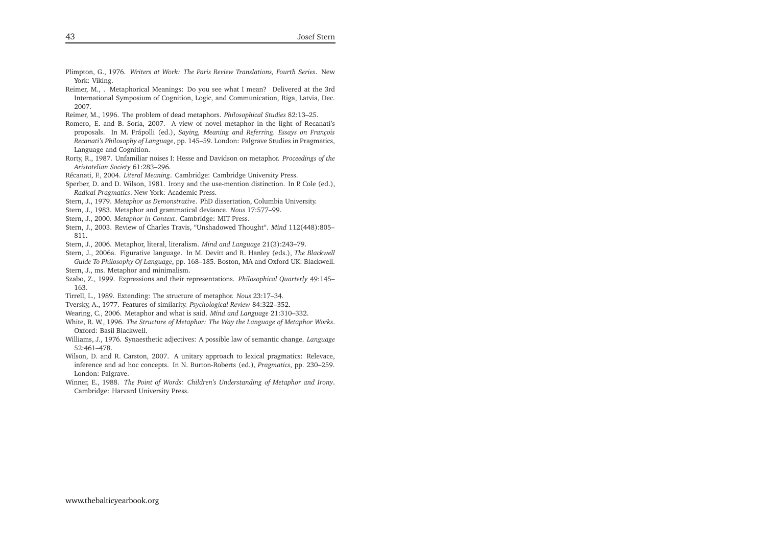Plimpton, G., 1976. *Writers at Work: The Paris Review Translations, Fourth Series*. New York: Viking.

Reimer, M., . Metaphorical Meanings: Do you see what I mean? Delivered at the 3rd International Symposium of Cognition, Logic, and Communication, Riga, Latvia, Dec. 2007.

Reimer, M., 1996. The problem of dead metaphors. *Philosophical Studies* 82:13–25.

Romero, E. and B. Soria, 2007. A view of novel metaphor in the light of Recanati's proposals. In M. Frápolli (ed.), *Saying, Meaning and Referring. Essays on François Recanati's Philosophy of Language*, pp. 145–59. London: Palgrave Studies in Pragmatics, Language and Cognition.

Rorty, R., 1987. Unfamiliar noises I: Hesse and Davidson on metaphor. *Proceedings of the Aristotelian Society* 61:283–296.

Récanati, F., 2004. *Literal Meaning*. Cambridge: Cambridge University Press.

Sperber, D. and D. Wilson, 1981. Irony and the use-mention distinction. In P. Cole (ed.), *Radical Pragmatics*. New York: Academic Press.

Stern, J., 1979. *Metaphor as Demonstrative*. PhD dissertation, Columbia University.

Stern, J., 1983. Metaphor and grammatical deviance. *Nous* 17:577–99.

Stern, J., 2000. *Metaphor in Context*. Cambridge: MIT Press.

Stern, J., 2003. Review of Charles Travis, "Unshadowed Thought". *Mind* 112(448):805–811.

Stern, J., 2006. Metaphor, literal, literalism. *Mind and Language* 21(3):243–79.

Stern, J., 2006a. Figurative language. In M. Devitt and R. Hanley (eds.), *The Blackwell Guide To Philosophy Of Language*, pp. 168–185. Boston, MA and Oxford UK: Blackwell.

Stern, J., ms. Metaphor and minimalism.

Szabo, Z., 1999. Expressions and their representations. *Philosophical Quarterly* 49:145–163.

Tirrell, L., 1989. Extending: The structure of metaphor. *Nous* 23:17–34.

Tversky, A., 1977. Features of similarity. *Psychological Review* 84:322–352.

Wearing, C., 2006. Metaphor and what is said. *Mind and Language* 21:310–332.

White, R. W., 1996. *The Structure of Metaphor: The Way the Language of Metaphor Works*. Oxford: Basil Blackwell.

Williams, J., 1976. Synaesthetic adjectives: A possible law of semantic change. *Language* 52:461–478.

Wilson, D. and R. Carston, 2007. A unitary approach to lexical pragmatics: Relevace, inference and ad hoc concepts. In N. Burton-Roberts (ed.), *Pragmatics*, pp. 230–259. London: Palgrave.

Winner, E., 1988. *The Point of Words: Children's Understanding of Metaphor and Irony*. Cambridge: Harvard University Press.